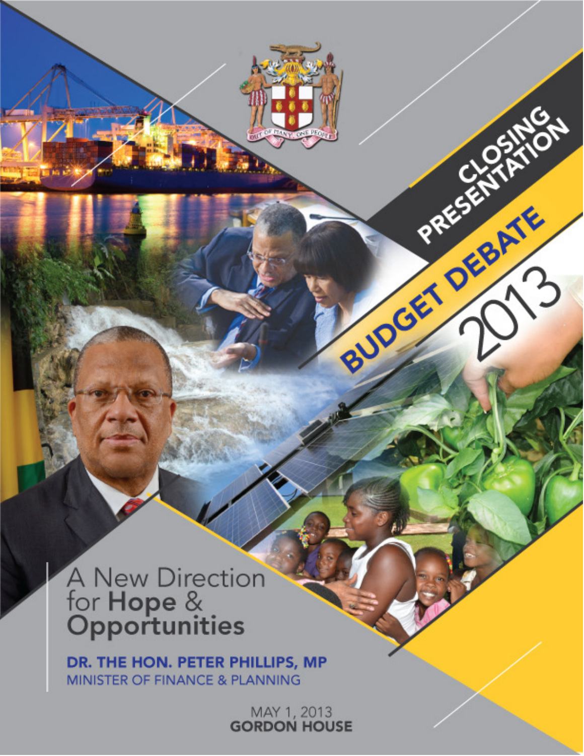# CLOSING PRESENTATION

# BUDGET DEBATE 2013

## A New Direction for **Hope** & **Opportunities**

**DR. THE HON. PETER PHILLIPS, MP**
MINISTER OF FINANCE & PLANNING

MAY 1, 2013
**GORDON HOUSE**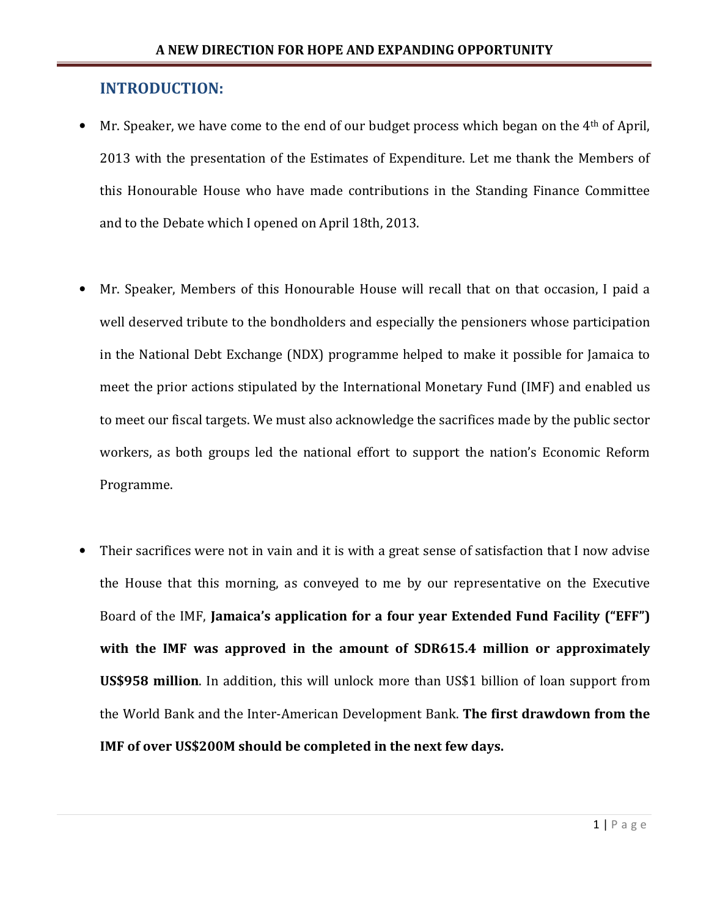## INTRODUCTION:

- Mr. Speaker, we have come to the end of our budget process which began on the 4th of April, 2013 with the presentation of the Estimates of Expenditure. Let me thank the Members of this Honourable House who have made contributions in the Standing Finance Committee and to the Debate which I opened on April 18th, 2013.

- Mr. Speaker, Members of this Honourable House will recall that on that occasion, I paid a well deserved tribute to the bondholders and especially the pensioners whose participation in the National Debt Exchange (NDX) programme helped to make it possible for Jamaica to meet the prior actions stipulated by the International Monetary Fund (IMF) and enabled us to meet our fiscal targets. We must also acknowledge the sacrifices made by the public sector workers, as both groups led the national effort to support the nation's Economic Reform Programme.

- Their sacrifices were not in vain and it is with a great sense of satisfaction that I now advise the House that this morning, as conveyed to me by our representative on the Executive Board of the IMF, **Jamaica's application for a four year Extended Fund Facility ("EFF") with the IMF was approved in the amount of SDR615.4 million or approximately US$958 million**. In addition, this will unlock more than US$1 billion of loan support from the World Bank and the Inter-American Development Bank. **The first drawdown from the IMF of over US$200M should be completed in the next few days.**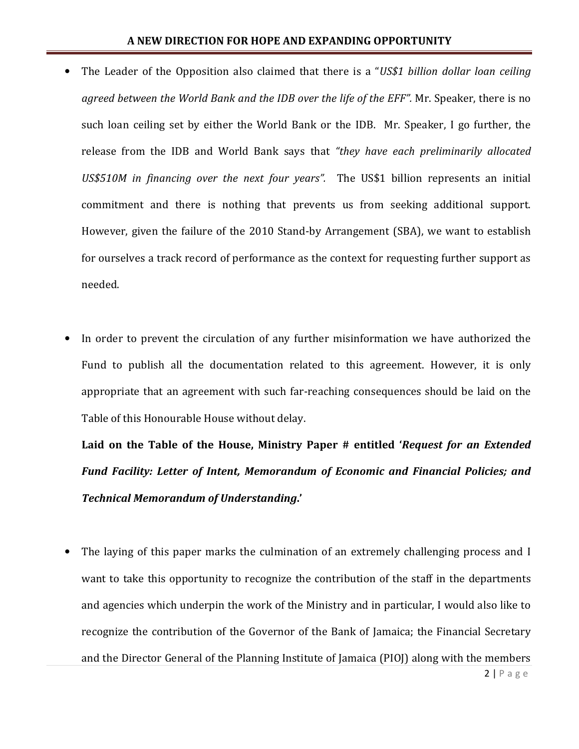- The Leader of the Opposition also claimed that there is a "*US$1 billion dollar loan ceiling agreed between the World Bank and the IDB over the life of the EFF".* Mr. Speaker, there is no such loan ceiling set by either the World Bank or the IDB. Mr. Speaker, I go further, the release from the IDB and World Bank says that *"they have each preliminarily allocated US$510M in financing over the next four years".* The US$1 billion represents an initial commitment and there is nothing that prevents us from seeking additional support. However, given the failure of the 2010 Stand-by Arrangement (SBA), we want to establish for ourselves a track record of performance as the context for requesting further support as needed.

- In order to prevent the circulation of any further misinformation we have authorized the Fund to publish all the documentation related to this agreement. However, it is only appropriate that an agreement with such far-reaching consequences should be laid on the Table of this Honourable House without delay.

  **Laid on the Table of the House, Ministry Paper # entitled '*Request for an Extended Fund Facility: Letter of Intent, Memorandum of Economic and Financial Policies; and Technical Memorandum of Understanding*.'**

- The laying of this paper marks the culmination of an extremely challenging process and I want to take this opportunity to recognize the contribution of the staff in the departments and agencies which underpin the work of the Ministry and in particular, I would also like to recognize the contribution of the Governor of the Bank of Jamaica; the Financial Secretary and the Director General of the Planning Institute of Jamaica (PIOJ) along with the members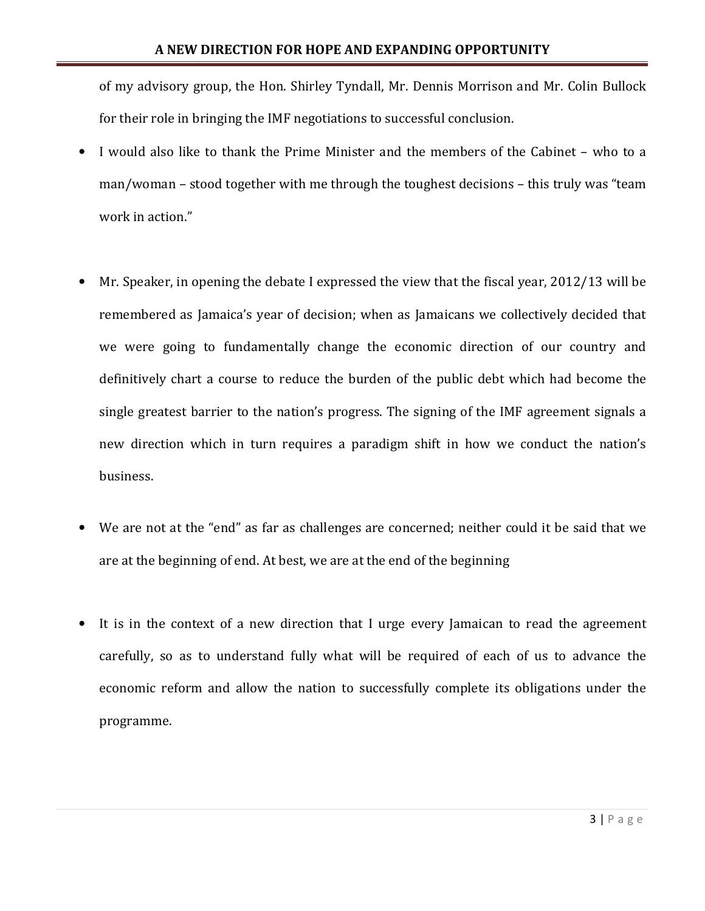of my advisory group, the Hon. Shirley Tyndall, Mr. Dennis Morrison and Mr. Colin Bullock for their role in bringing the IMF negotiations to successful conclusion.

- I would also like to thank the Prime Minister and the members of the Cabinet – who to a man/woman – stood together with me through the toughest decisions – this truly was "team work in action."

- Mr. Speaker, in opening the debate I expressed the view that the fiscal year, 2012/13 will be remembered as Jamaica's year of decision; when as Jamaicans we collectively decided that we were going to fundamentally change the economic direction of our country and definitively chart a course to reduce the burden of the public debt which had become the single greatest barrier to the nation's progress. The signing of the IMF agreement signals a new direction which in turn requires a paradigm shift in how we conduct the nation's business.

- We are not at the "end" as far as challenges are concerned; neither could it be said that we are at the beginning of end. At best, we are at the end of the beginning

- It is in the context of a new direction that I urge every Jamaican to read the agreement carefully, so as to understand fully what will be required of each of us to advance the economic reform and allow the nation to successfully complete its obligations under the programme.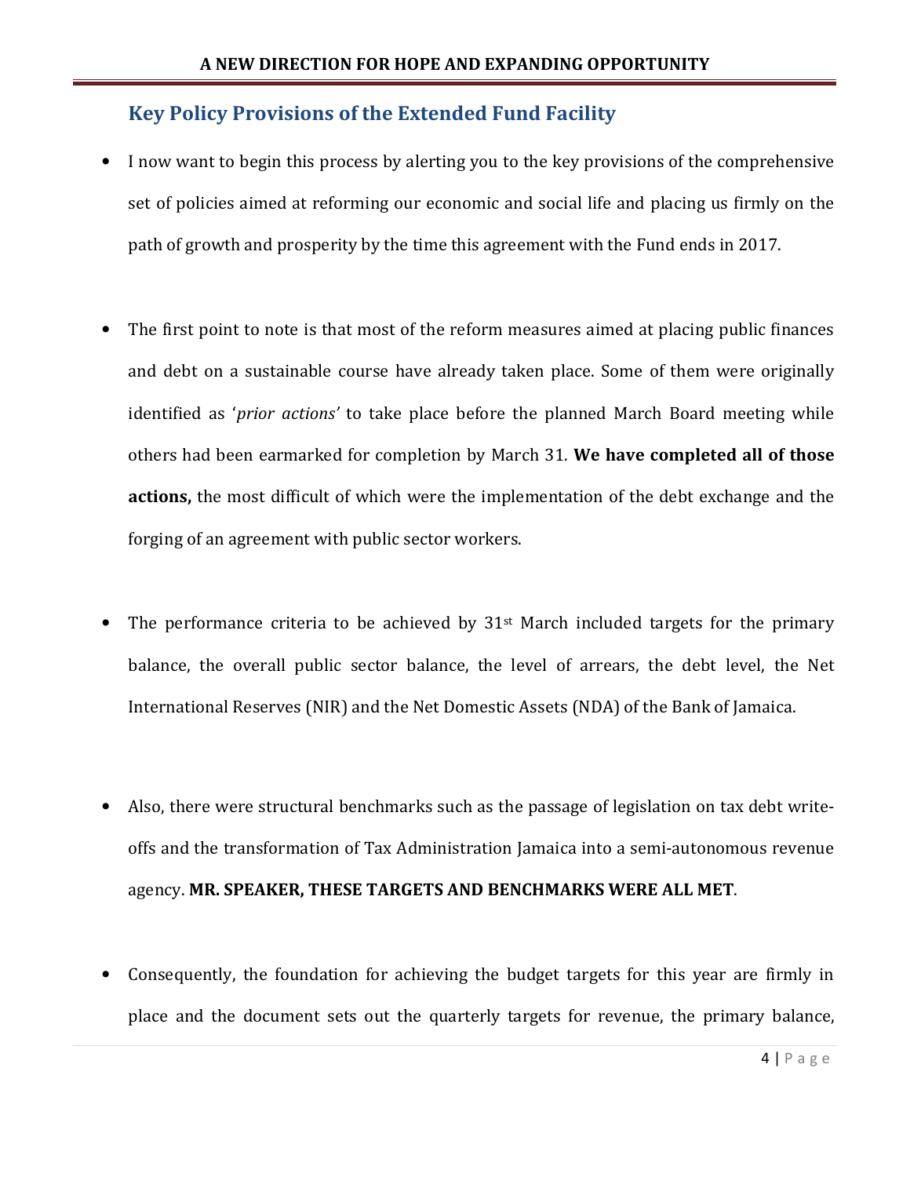## Key Policy Provisions of the Extended Fund Facility

- I now want to begin this process by alerting you to the key provisions of the comprehensive set of policies aimed at reforming our economic and social life and placing us firmly on the path of growth and prosperity by the time this agreement with the Fund ends in 2017.

- The first point to note is that most of the reform measures aimed at placing public finances and debt on a sustainable course have already taken place. Some of them were originally identified as '*prior actions*' to take place before the planned March Board meeting while others had been earmarked for completion by March 31. **We have completed all of those actions,** the most difficult of which were the implementation of the debt exchange and the forging of an agreement with public sector workers.

- The performance criteria to be achieved by 31st March included targets for the primary balance, the overall public sector balance, the level of arrears, the debt level, the Net International Reserves (NIR) and the Net Domestic Assets (NDA) of the Bank of Jamaica.

- Also, there were structural benchmarks such as the passage of legislation on tax debt write-offs and the transformation of Tax Administration Jamaica into a semi-autonomous revenue agency. **MR. SPEAKER, THESE TARGETS AND BENCHMARKS WERE ALL MET**.

- Consequently, the foundation for achieving the budget targets for this year are firmly in place and the document sets out the quarterly targets for revenue, the primary balance,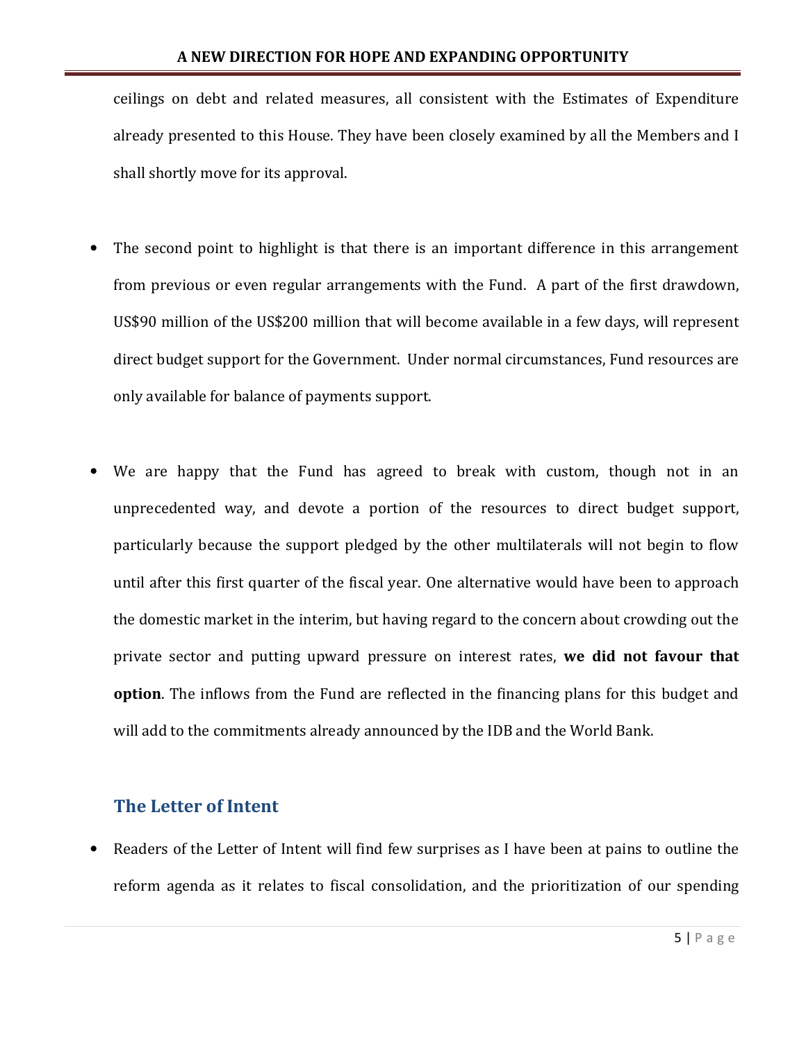ceilings on debt and related measures, all consistent with the Estimates of Expenditure already presented to this House. They have been closely examined by all the Members and I shall shortly move for its approval.

- The second point to highlight is that there is an important difference in this arrangement from previous or even regular arrangements with the Fund. A part of the first drawdown, US$90 million of the US$200 million that will become available in a few days, will represent direct budget support for the Government. Under normal circumstances, Fund resources are only available for balance of payments support.

- We are happy that the Fund has agreed to break with custom, though not in an unprecedented way, and devote a portion of the resources to direct budget support, particularly because the support pledged by the other multilaterals will not begin to flow until after this first quarter of the fiscal year. One alternative would have been to approach the domestic market in the interim, but having regard to the concern about crowding out the private sector and putting upward pressure on interest rates, **we did not favour that option**. The inflows from the Fund are reflected in the financing plans for this budget and will add to the commitments already announced by the IDB and the World Bank.

## The Letter of Intent

- Readers of the Letter of Intent will find few surprises as I have been at pains to outline the reform agenda as it relates to fiscal consolidation, and the prioritization of our spending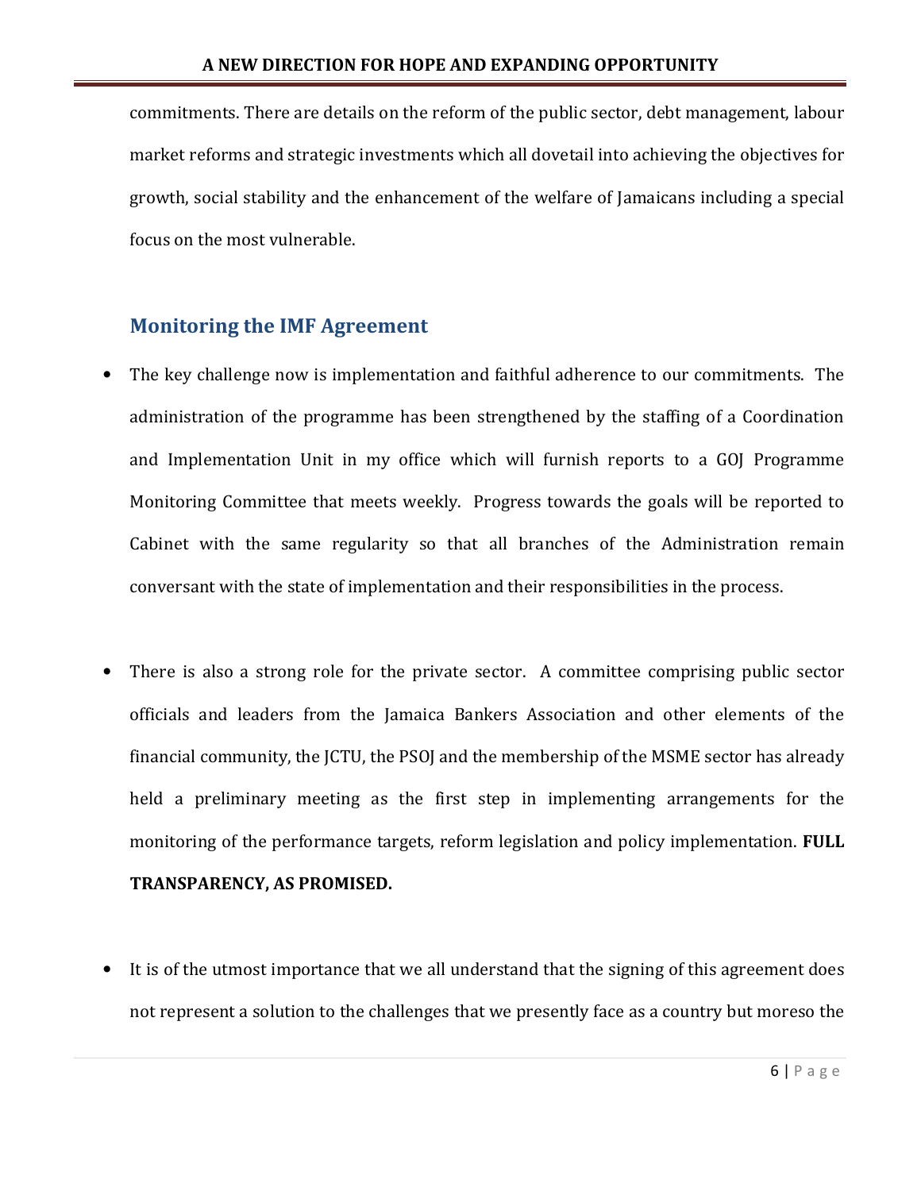commitments. There are details on the reform of the public sector, debt management, labour market reforms and strategic investments which all dovetail into achieving the objectives for growth, social stability and the enhancement of the welfare of Jamaicans including a special focus on the most vulnerable.

## Monitoring the IMF Agreement

- The key challenge now is implementation and faithful adherence to our commitments. The administration of the programme has been strengthened by the staffing of a Coordination and Implementation Unit in my office which will furnish reports to a GOJ Programme Monitoring Committee that meets weekly. Progress towards the goals will be reported to Cabinet with the same regularity so that all branches of the Administration remain conversant with the state of implementation and their responsibilities in the process.

- There is also a strong role for the private sector. A committee comprising public sector officials and leaders from the Jamaica Bankers Association and other elements of the financial community, the JCTU, the PSOJ and the membership of the MSME sector has already held a preliminary meeting as the first step in implementing arrangements for the monitoring of the performance targets, reform legislation and policy implementation. **FULL TRANSPARENCY, AS PROMISED.**

- It is of the utmost importance that we all understand that the signing of this agreement does not represent a solution to the challenges that we presently face as a country but moreso the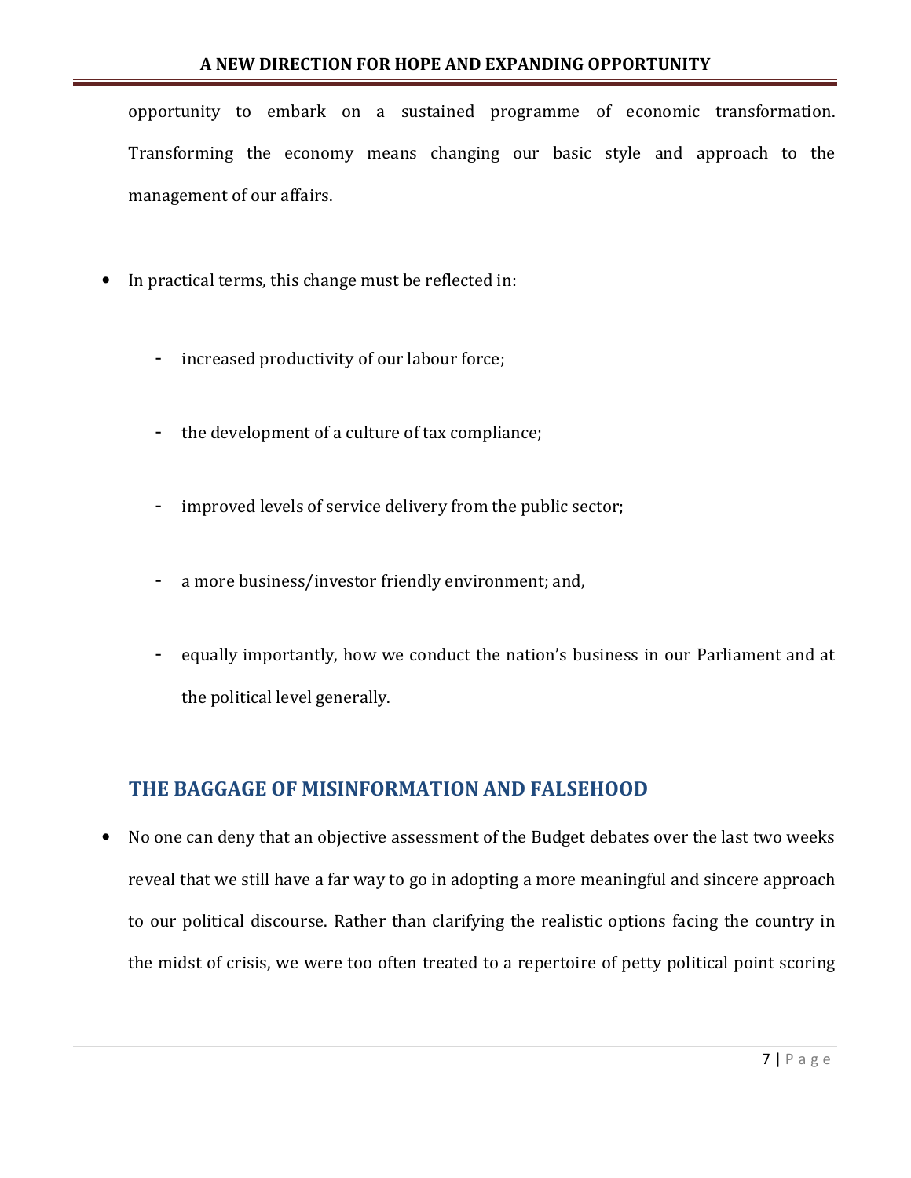opportunity to embark on a sustained programme of economic transformation. Transforming the economy means changing our basic style and approach to the management of our affairs.

- In practical terms, this change must be reflected in:

  - increased productivity of our labour force;

  - the development of a culture of tax compliance;

  - improved levels of service delivery from the public sector;

  - a more business/investor friendly environment; and,

  - equally importantly, how we conduct the nation's business in our Parliament and at the political level generally.

## THE BAGGAGE OF MISINFORMATION AND FALSEHOOD

- No one can deny that an objective assessment of the Budget debates over the last two weeks reveal that we still have a far way to go in adopting a more meaningful and sincere approach to our political discourse. Rather than clarifying the realistic options facing the country in the midst of crisis, we were too often treated to a repertoire of petty political point scoring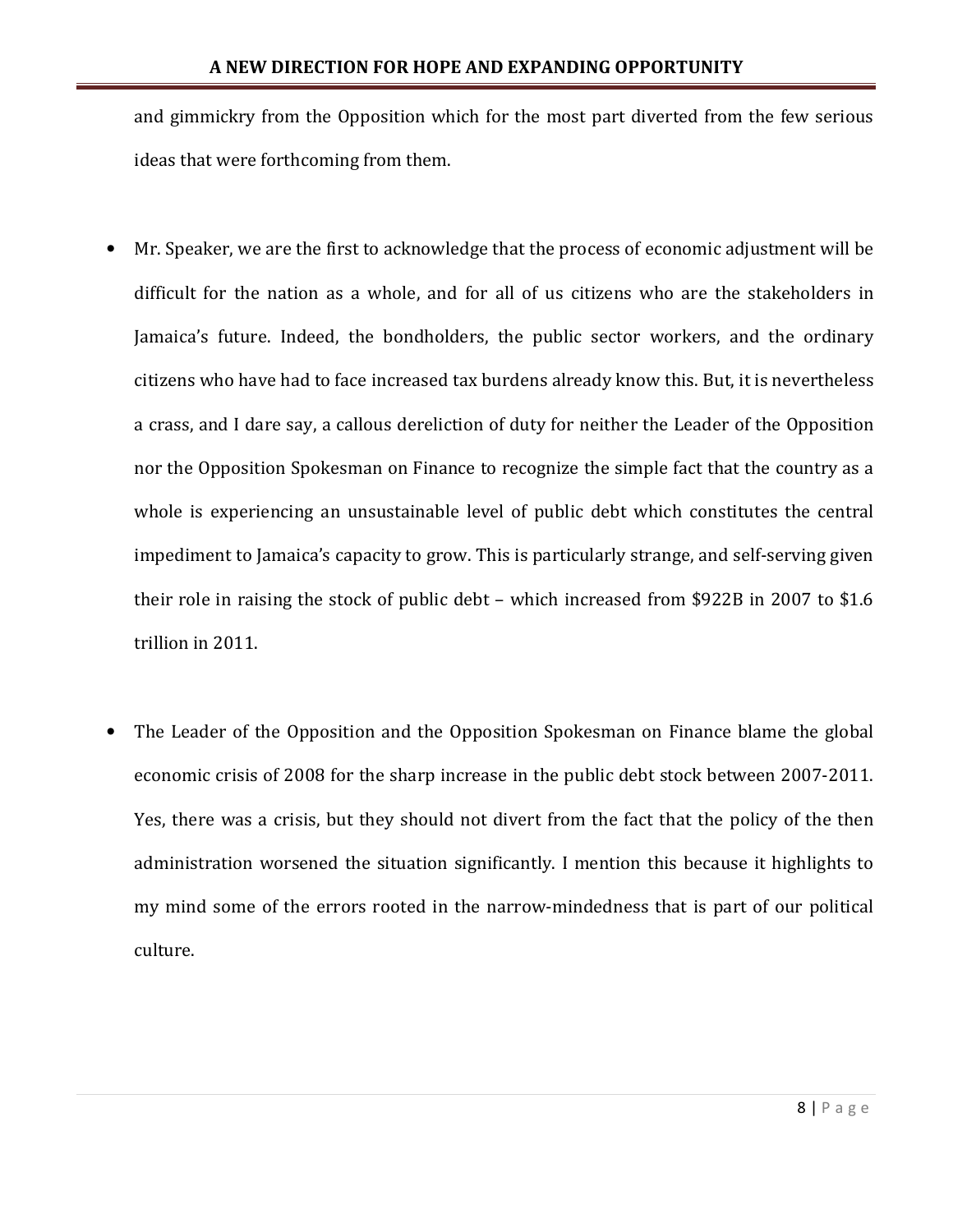and gimmickry from the Opposition which for the most part diverted from the few serious ideas that were forthcoming from them.

- Mr. Speaker, we are the first to acknowledge that the process of economic adjustment will be difficult for the nation as a whole, and for all of us citizens who are the stakeholders in Jamaica's future. Indeed, the bondholders, the public sector workers, and the ordinary citizens who have had to face increased tax burdens already know this. But, it is nevertheless a crass, and I dare say, a callous dereliction of duty for neither the Leader of the Opposition nor the Opposition Spokesman on Finance to recognize the simple fact that the country as a whole is experiencing an unsustainable level of public debt which constitutes the central impediment to Jamaica's capacity to grow. This is particularly strange, and self-serving given their role in raising the stock of public debt – which increased from $922B in 2007 to $1.6 trillion in 2011.

- The Leader of the Opposition and the Opposition Spokesman on Finance blame the global economic crisis of 2008 for the sharp increase in the public debt stock between 2007-2011. Yes, there was a crisis, but they should not divert from the fact that the policy of the then administration worsened the situation significantly. I mention this because it highlights to my mind some of the errors rooted in the narrow-mindedness that is part of our political culture.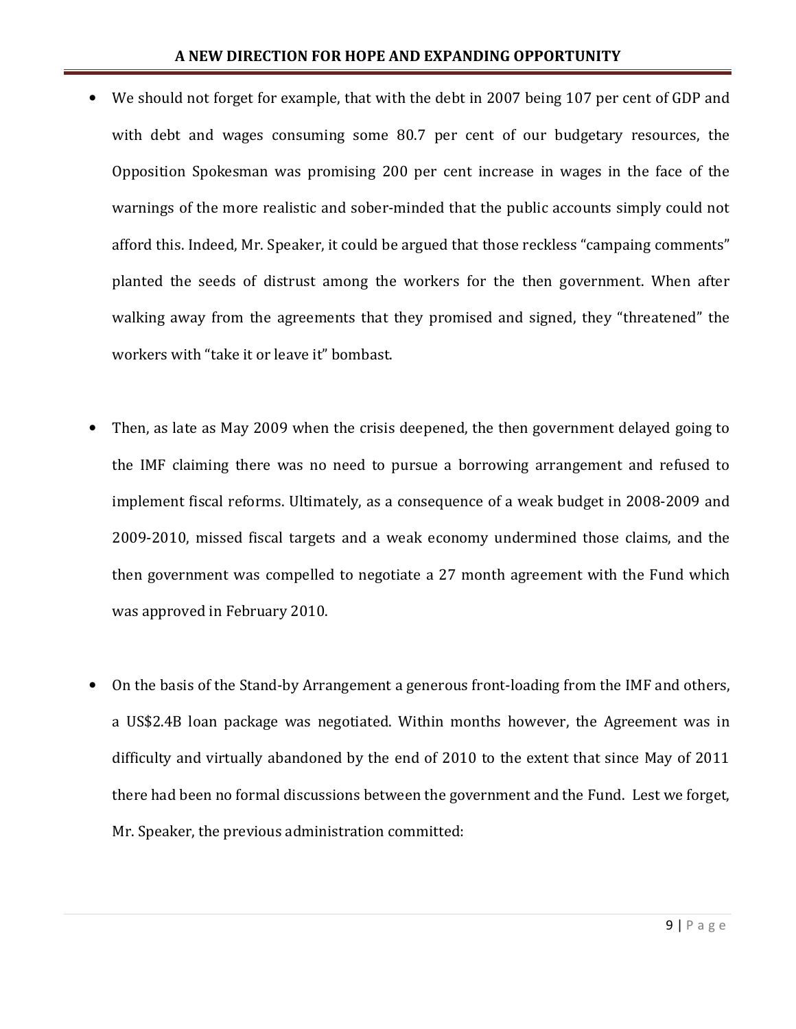- We should not forget for example, that with the debt in 2007 being 107 per cent of GDP and with debt and wages consuming some 80.7 per cent of our budgetary resources, the Opposition Spokesman was promising 200 per cent increase in wages in the face of the warnings of the more realistic and sober-minded that the public accounts simply could not afford this. Indeed, Mr. Speaker, it could be argued that those reckless "campaing comments" planted the seeds of distrust among the workers for the then government. When after walking away from the agreements that they promised and signed, they "threatened" the workers with "take it or leave it" bombast.

- Then, as late as May 2009 when the crisis deepened, the then government delayed going to the IMF claiming there was no need to pursue a borrowing arrangement and refused to implement fiscal reforms. Ultimately, as a consequence of a weak budget in 2008-2009 and 2009-2010, missed fiscal targets and a weak economy undermined those claims, and the then government was compelled to negotiate a 27 month agreement with the Fund which was approved in February 2010.

- On the basis of the Stand-by Arrangement a generous front-loading from the IMF and others, a US$2.4B loan package was negotiated. Within months however, the Agreement was in difficulty and virtually abandoned by the end of 2010 to the extent that since May of 2011 there had been no formal discussions between the government and the Fund. Lest we forget, Mr. Speaker, the previous administration committed: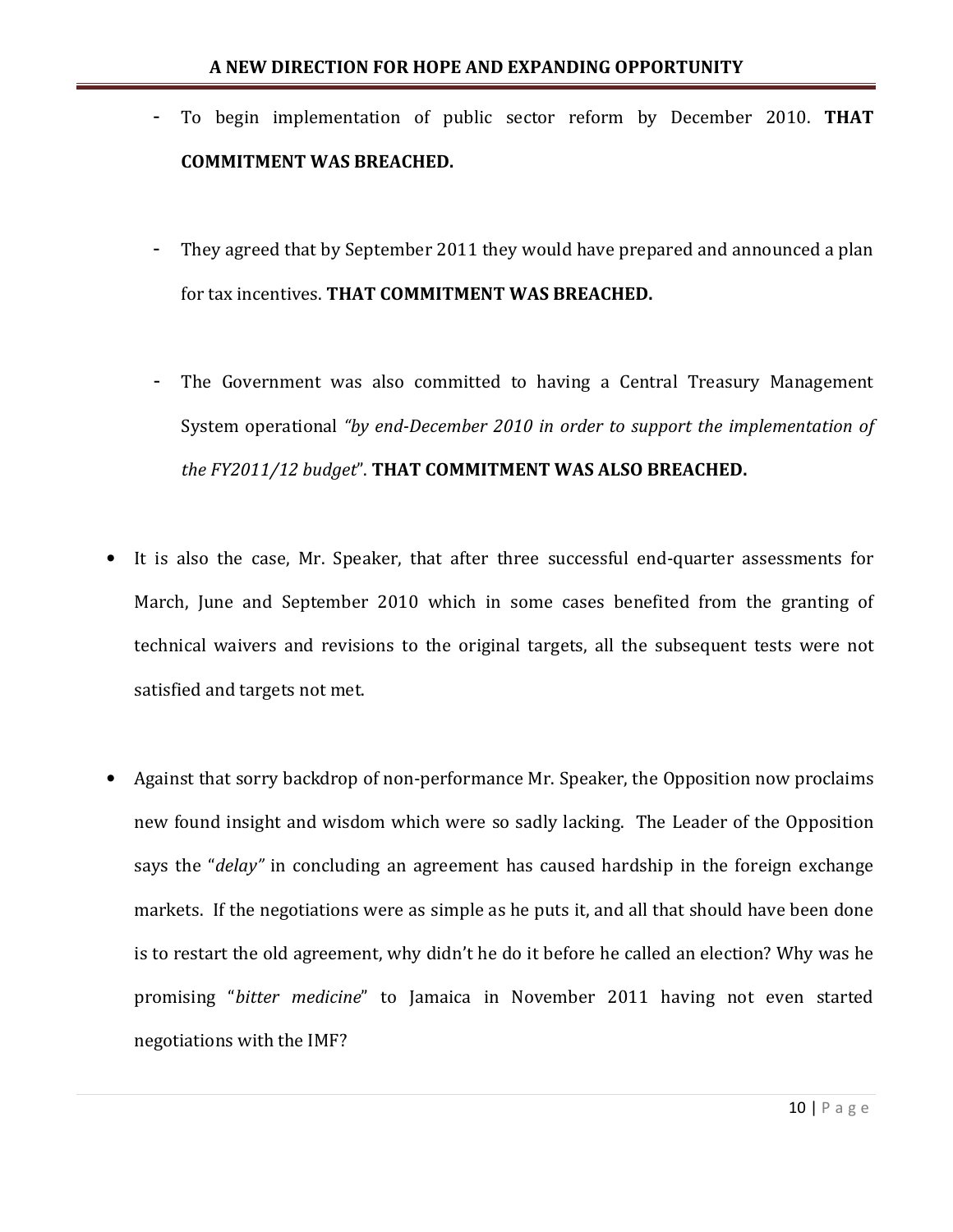- To begin implementation of public sector reform by December 2010. **THAT COMMITMENT WAS BREACHED.**

- They agreed that by September 2011 they would have prepared and announced a plan for tax incentives. **THAT COMMITMENT WAS BREACHED.**

- The Government was also committed to having a Central Treasury Management System operational *"by end-December 2010 in order to support the implementation of the FY2011/12 budget*". **THAT COMMITMENT WAS ALSO BREACHED.**

- It is also the case, Mr. Speaker, that after three successful end-quarter assessments for March, June and September 2010 which in some cases benefited from the granting of technical waivers and revisions to the original targets, all the subsequent tests were not satisfied and targets not met.

- Against that sorry backdrop of non-performance Mr. Speaker, the Opposition now proclaims new found insight and wisdom which were so sadly lacking. The Leader of the Opposition says the "*delay"* in concluding an agreement has caused hardship in the foreign exchange markets. If the negotiations were as simple as he puts it, and all that should have been done is to restart the old agreement, why didn't he do it before he called an election? Why was he promising "*bitter medicine*" to Jamaica in November 2011 having not even started negotiations with the IMF?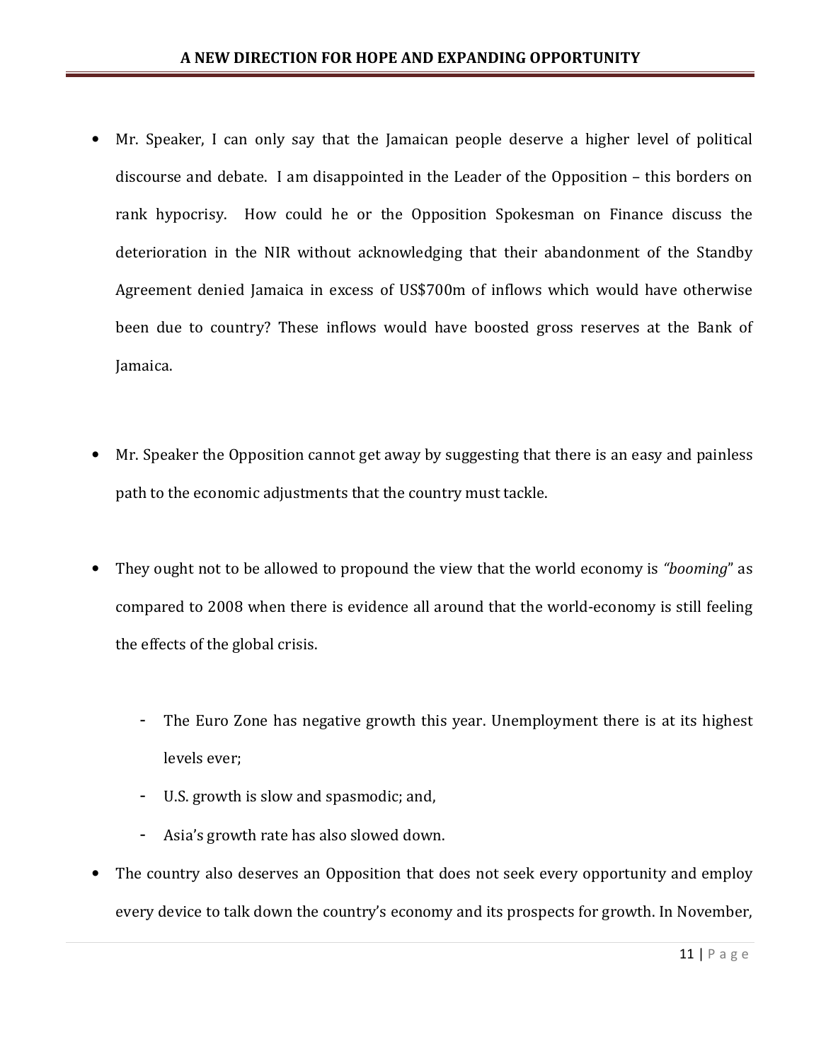- Mr. Speaker, I can only say that the Jamaican people deserve a higher level of political discourse and debate. I am disappointed in the Leader of the Opposition – this borders on rank hypocrisy. How could he or the Opposition Spokesman on Finance discuss the deterioration in the NIR without acknowledging that their abandonment of the Standby Agreement denied Jamaica in excess of US$700m of inflows which would have otherwise been due to country? These inflows would have boosted gross reserves at the Bank of Jamaica.

- Mr. Speaker the Opposition cannot get away by suggesting that there is an easy and painless path to the economic adjustments that the country must tackle.

- They ought not to be allowed to propound the view that the world economy is *"booming"* as compared to 2008 when there is evidence all around that the world-economy is still feeling the effects of the global crisis.

  - The Euro Zone has negative growth this year. Unemployment there is at its highest levels ever;
  - U.S. growth is slow and spasmodic; and,
  - Asia's growth rate has also slowed down.

- The country also deserves an Opposition that does not seek every opportunity and employ every device to talk down the country's economy and its prospects for growth. In November,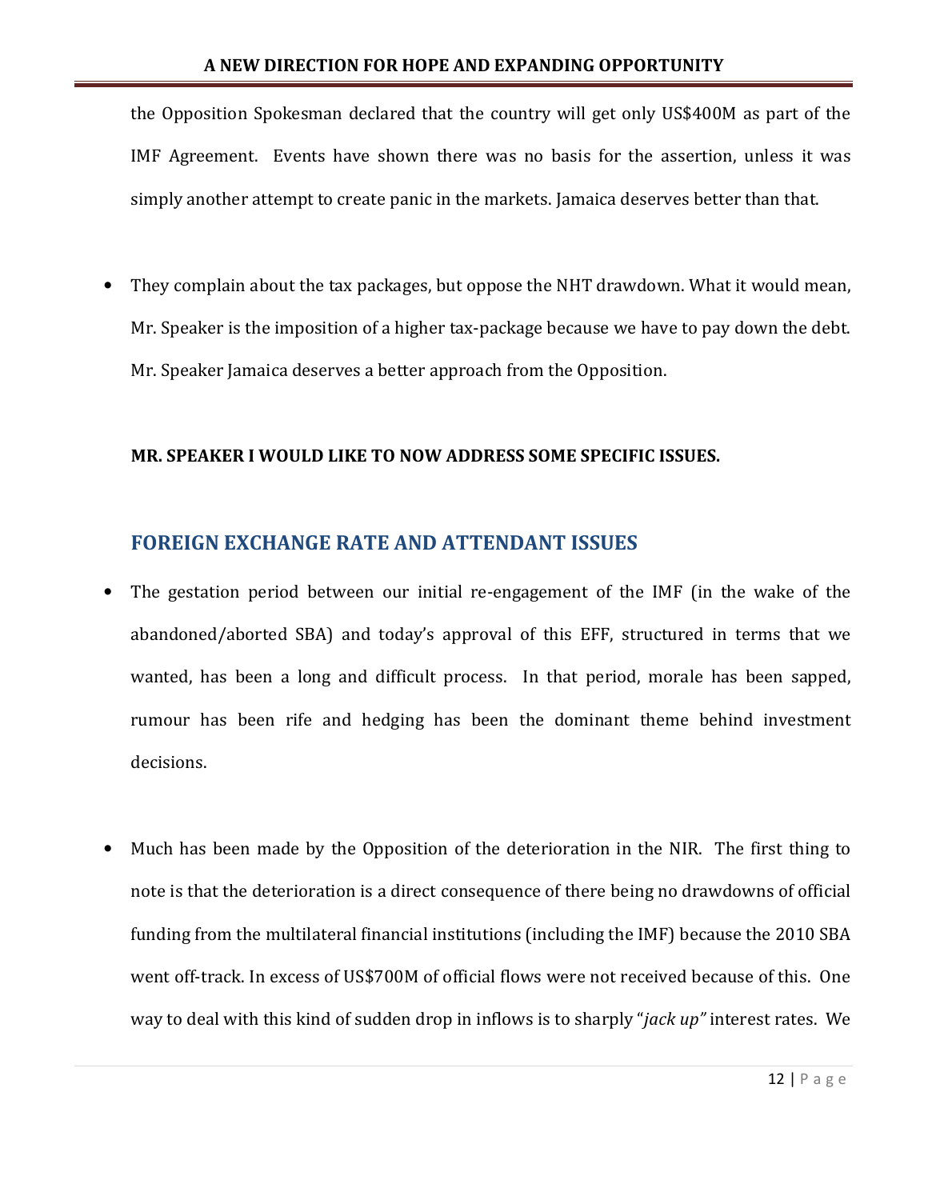the Opposition Spokesman declared that the country will get only US$400M as part of the IMF Agreement. Events have shown there was no basis for the assertion, unless it was simply another attempt to create panic in the markets. Jamaica deserves better than that.

- They complain about the tax packages, but oppose the NHT drawdown. What it would mean, Mr. Speaker is the imposition of a higher tax-package because we have to pay down the debt. Mr. Speaker Jamaica deserves a better approach from the Opposition.

**MR. SPEAKER I WOULD LIKE TO NOW ADDRESS SOME SPECIFIC ISSUES.**

## FOREIGN EXCHANGE RATE AND ATTENDANT ISSUES

- The gestation period between our initial re-engagement of the IMF (in the wake of the abandoned/aborted SBA) and today's approval of this EFF, structured in terms that we wanted, has been a long and difficult process. In that period, morale has been sapped, rumour has been rife and hedging has been the dominant theme behind investment decisions.

- Much has been made by the Opposition of the deterioration in the NIR. The first thing to note is that the deterioration is a direct consequence of there being no drawdowns of official funding from the multilateral financial institutions (including the IMF) because the 2010 SBA went off-track. In excess of US$700M of official flows were not received because of this. One way to deal with this kind of sudden drop in inflows is to sharply "*jack up*" interest rates. We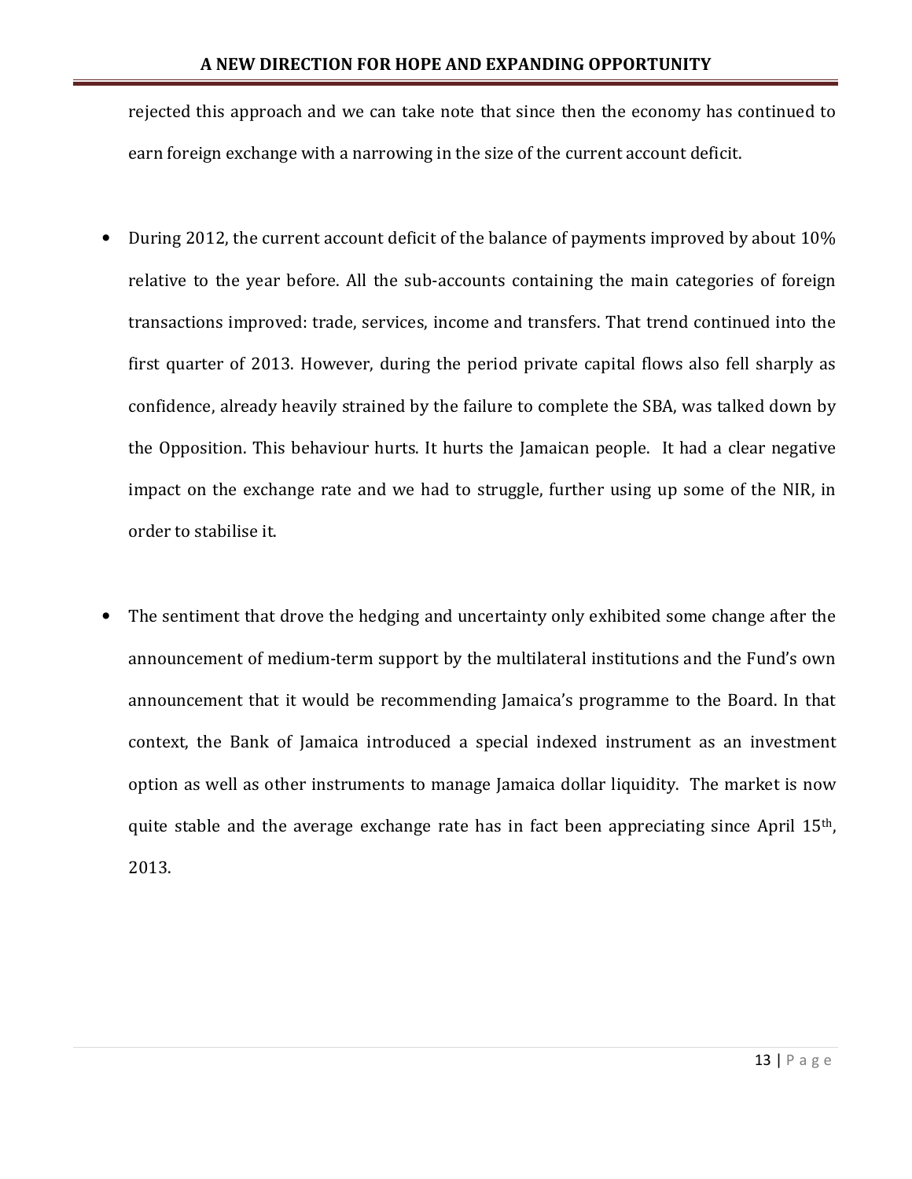rejected this approach and we can take note that since then the economy has continued to earn foreign exchange with a narrowing in the size of the current account deficit.

- During 2012, the current account deficit of the balance of payments improved by about 10% relative to the year before. All the sub-accounts containing the main categories of foreign transactions improved: trade, services, income and transfers. That trend continued into the first quarter of 2013. However, during the period private capital flows also fell sharply as confidence, already heavily strained by the failure to complete the SBA, was talked down by the Opposition. This behaviour hurts. It hurts the Jamaican people. It had a clear negative impact on the exchange rate and we had to struggle, further using up some of the NIR, in order to stabilise it.

- The sentiment that drove the hedging and uncertainty only exhibited some change after the announcement of medium-term support by the multilateral institutions and the Fund's own announcement that it would be recommending Jamaica's programme to the Board. In that context, the Bank of Jamaica introduced a special indexed instrument as an investment option as well as other instruments to manage Jamaica dollar liquidity. The market is now quite stable and the average exchange rate has in fact been appreciating since April 15th, 2013.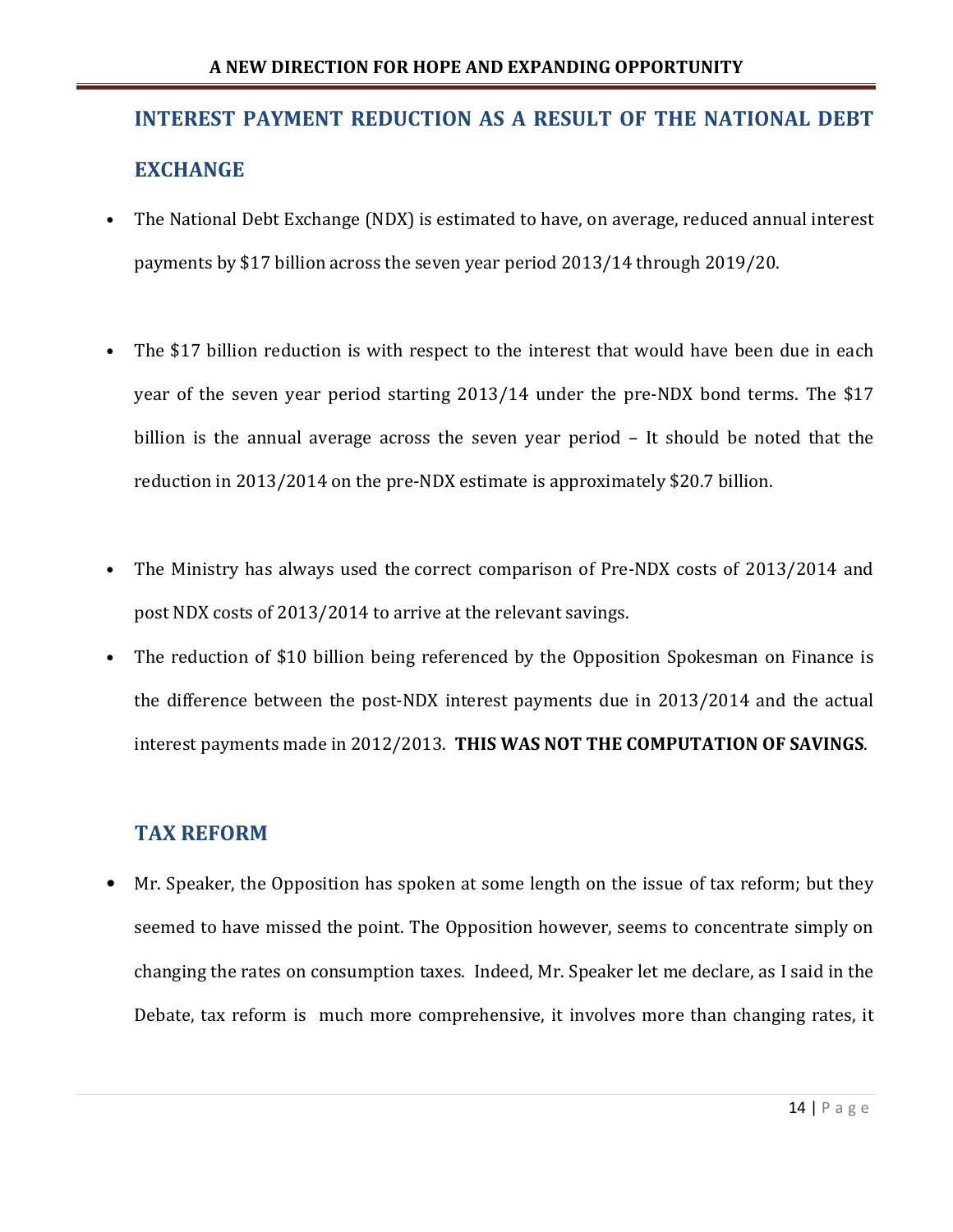## INTEREST PAYMENT REDUCTION AS A RESULT OF THE NATIONAL DEBT EXCHANGE

- The National Debt Exchange (NDX) is estimated to have, on average, reduced annual interest payments by $17 billion across the seven year period 2013/14 through 2019/20.

- The $17 billion reduction is with respect to the interest that would have been due in each year of the seven year period starting 2013/14 under the pre-NDX bond terms. The $17 billion is the annual average across the seven year period – It should be noted that the reduction in 2013/2014 on the pre-NDX estimate is approximately $20.7 billion.

- The Ministry has always used the correct comparison of Pre-NDX costs of 2013/2014 and post NDX costs of 2013/2014 to arrive at the relevant savings.
- The reduction of $10 billion being referenced by the Opposition Spokesman on Finance is the difference between the post-NDX interest payments due in 2013/2014 and the actual interest payments made in 2012/2013. **THIS WAS NOT THE COMPUTATION OF SAVINGS**.

## TAX REFORM

- Mr. Speaker, the Opposition has spoken at some length on the issue of tax reform; but they seemed to have missed the point. The Opposition however, seems to concentrate simply on changing the rates on consumption taxes. Indeed, Mr. Speaker let me declare, as I said in the Debate, tax reform is much more comprehensive, it involves more than changing rates, it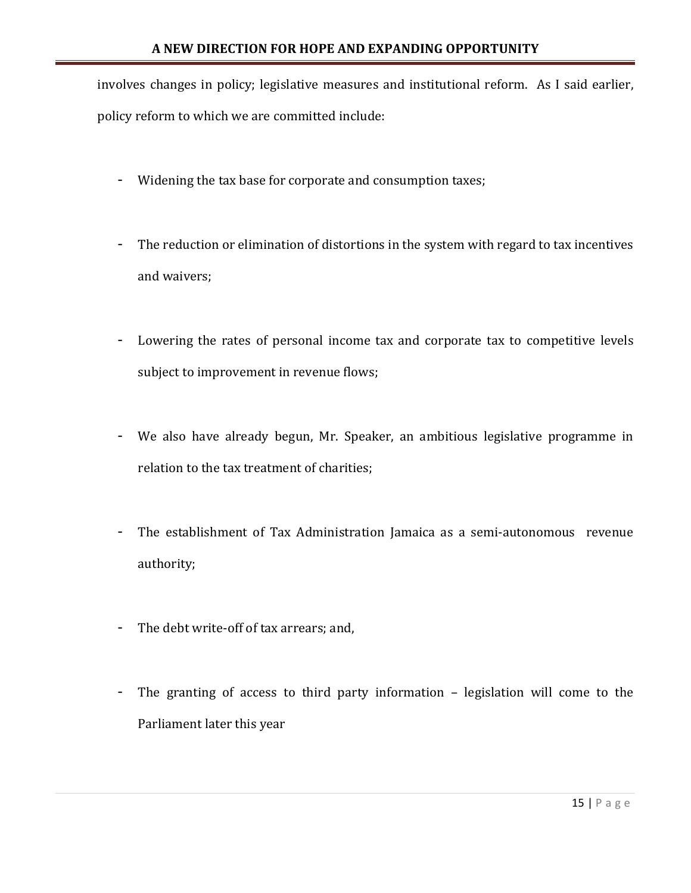involves changes in policy; legislative measures and institutional reform. As I said earlier, policy reform to which we are committed include:

- Widening the tax base for corporate and consumption taxes;

- The reduction or elimination of distortions in the system with regard to tax incentives and waivers;

- Lowering the rates of personal income tax and corporate tax to competitive levels subject to improvement in revenue flows;

- We also have already begun, Mr. Speaker, an ambitious legislative programme in relation to the tax treatment of charities;

- The establishment of Tax Administration Jamaica as a semi-autonomous revenue authority;

- The debt write-off of tax arrears; and,

- The granting of access to third party information – legislation will come to the Parliament later this year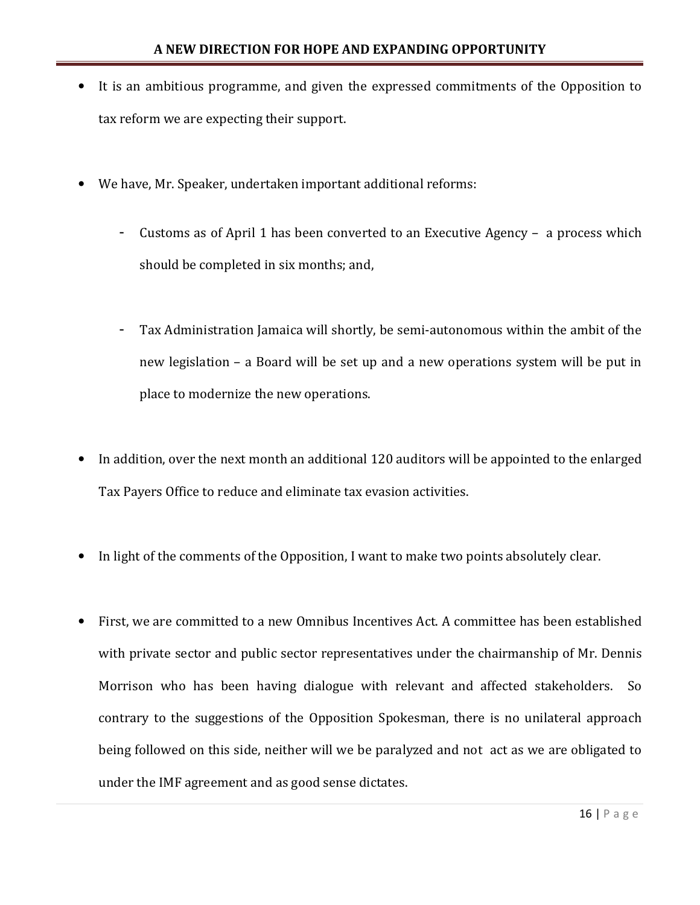- It is an ambitious programme, and given the expressed commitments of the Opposition to tax reform we are expecting their support.

- We have, Mr. Speaker, undertaken important additional reforms:

    - Customs as of April 1 has been converted to an Executive Agency – a process which should be completed in six months; and,

    - Tax Administration Jamaica will shortly, be semi-autonomous within the ambit of the new legislation – a Board will be set up and a new operations system will be put in place to modernize the new operations.

- In addition, over the next month an additional 120 auditors will be appointed to the enlarged Tax Payers Office to reduce and eliminate tax evasion activities.

- In light of the comments of the Opposition, I want to make two points absolutely clear.

- First, we are committed to a new Omnibus Incentives Act. A committee has been established with private sector and public sector representatives under the chairmanship of Mr. Dennis Morrison who has been having dialogue with relevant and affected stakeholders. So contrary to the suggestions of the Opposition Spokesman, there is no unilateral approach being followed on this side, neither will we be paralyzed and not act as we are obligated to under the IMF agreement and as good sense dictates.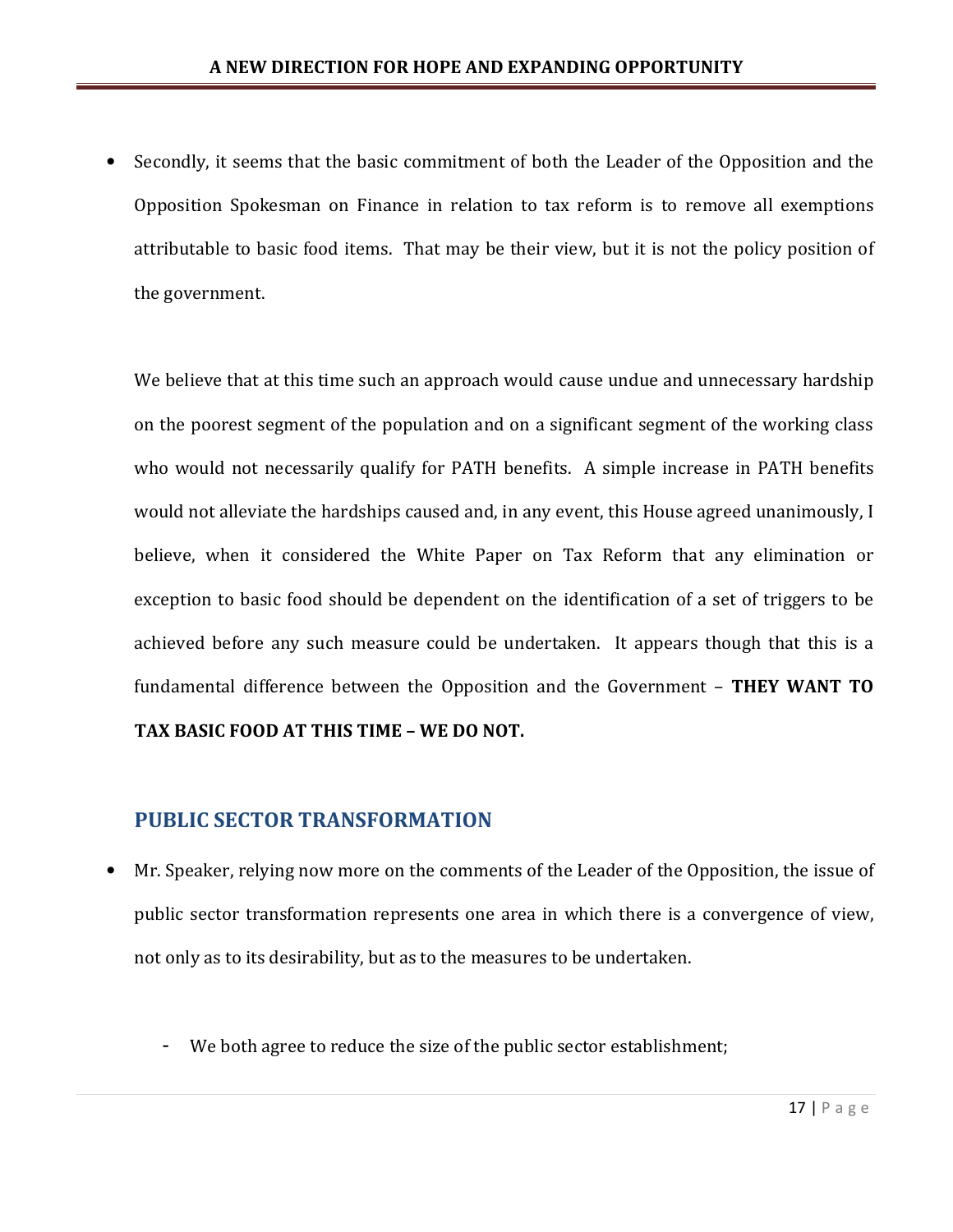- Secondly, it seems that the basic commitment of both the Leader of the Opposition and the Opposition Spokesman on Finance in relation to tax reform is to remove all exemptions attributable to basic food items. That may be their view, but it is not the policy position of the government.

  We believe that at this time such an approach would cause undue and unnecessary hardship on the poorest segment of the population and on a significant segment of the working class who would not necessarily qualify for PATH benefits. A simple increase in PATH benefits would not alleviate the hardships caused and, in any event, this House agreed unanimously, I believe, when it considered the White Paper on Tax Reform that any elimination or exception to basic food should be dependent on the identification of a set of triggers to be achieved before any such measure could be undertaken. It appears though that this is a fundamental difference between the Opposition and the Government – **THEY WANT TO TAX BASIC FOOD AT THIS TIME – WE DO NOT.**

## PUBLIC SECTOR TRANSFORMATION

- Mr. Speaker, relying now more on the comments of the Leader of the Opposition, the issue of public sector transformation represents one area in which there is a convergence of view, not only as to its desirability, but as to the measures to be undertaken.

  - We both agree to reduce the size of the public sector establishment;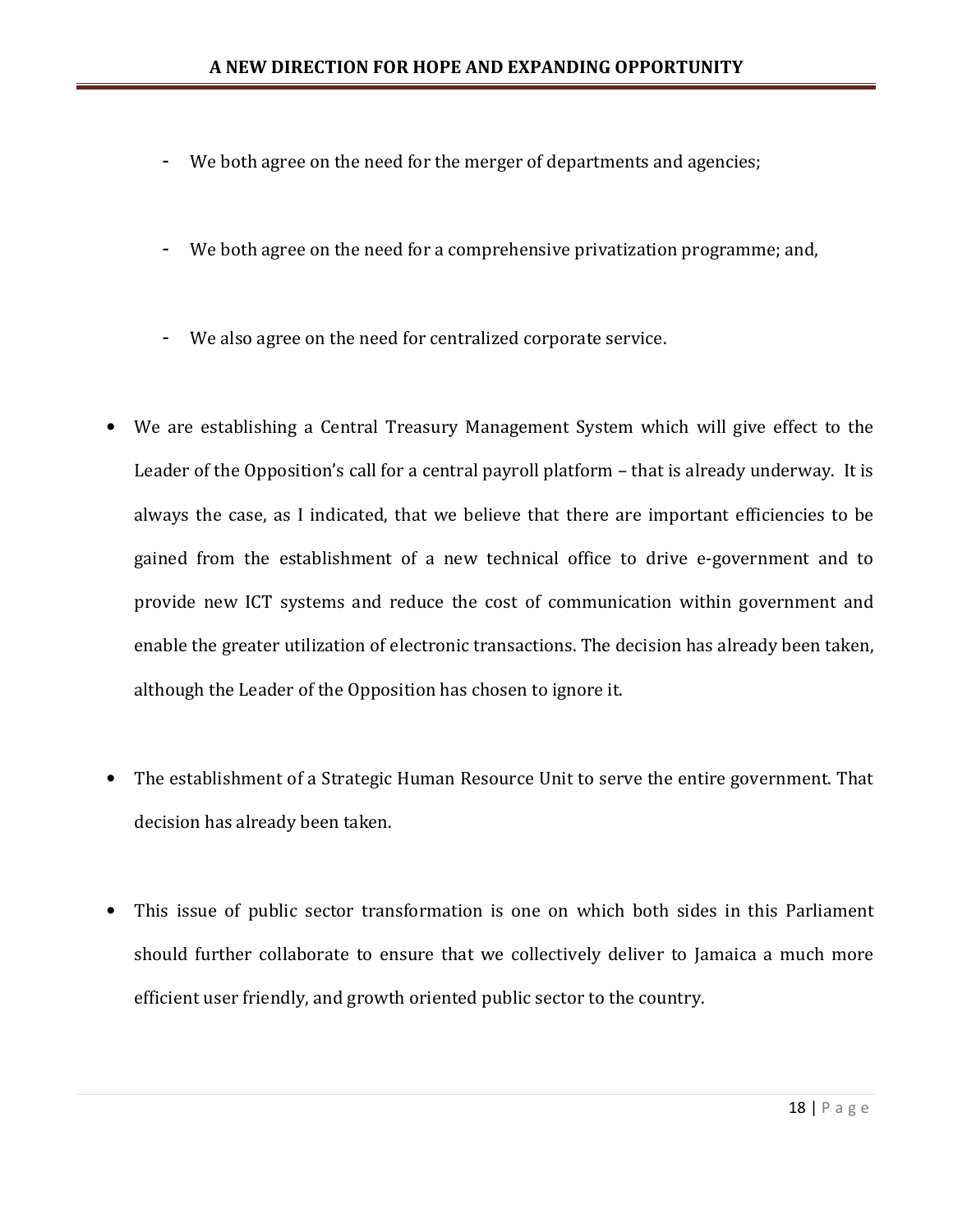- We both agree on the need for the merger of departments and agencies;

- We both agree on the need for a comprehensive privatization programme; and,

- We also agree on the need for centralized corporate service.

- We are establishing a Central Treasury Management System which will give effect to the Leader of the Opposition's call for a central payroll platform – that is already underway. It is always the case, as I indicated, that we believe that there are important efficiencies to be gained from the establishment of a new technical office to drive e-government and to provide new ICT systems and reduce the cost of communication within government and enable the greater utilization of electronic transactions. The decision has already been taken, although the Leader of the Opposition has chosen to ignore it.

- The establishment of a Strategic Human Resource Unit to serve the entire government. That decision has already been taken.

- This issue of public sector transformation is one on which both sides in this Parliament should further collaborate to ensure that we collectively deliver to Jamaica a much more efficient user friendly, and growth oriented public sector to the country.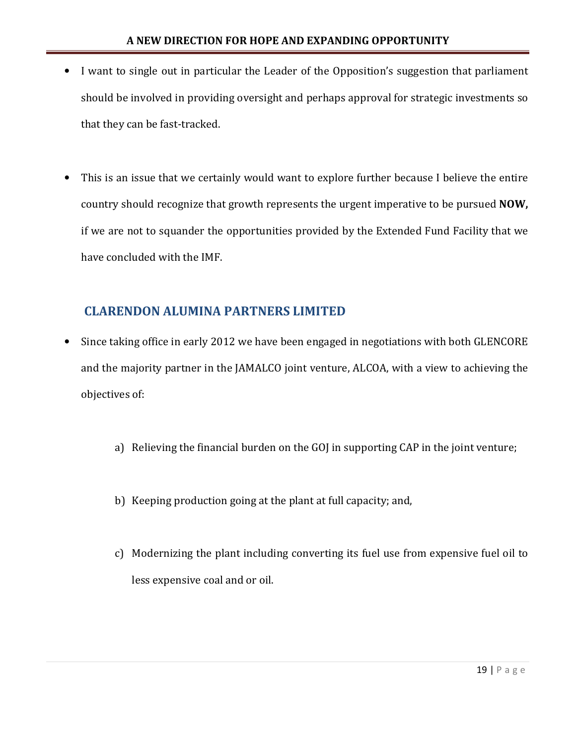- I want to single out in particular the Leader of the Opposition's suggestion that parliament should be involved in providing oversight and perhaps approval for strategic investments so that they can be fast-tracked.

- This is an issue that we certainly would want to explore further because I believe the entire country should recognize that growth represents the urgent imperative to be pursued **NOW,** if we are not to squander the opportunities provided by the Extended Fund Facility that we have concluded with the IMF.

## CLARENDON ALUMINA PARTNERS LIMITED

- Since taking office in early 2012 we have been engaged in negotiations with both GLENCORE and the majority partner in the JAMALCO joint venture, ALCOA, with a view to achieving the objectives of:

  a) Relieving the financial burden on the GOJ in supporting CAP in the joint venture;

  b) Keeping production going at the plant at full capacity; and,

  c) Modernizing the plant including converting its fuel use from expensive fuel oil to less expensive coal and or oil.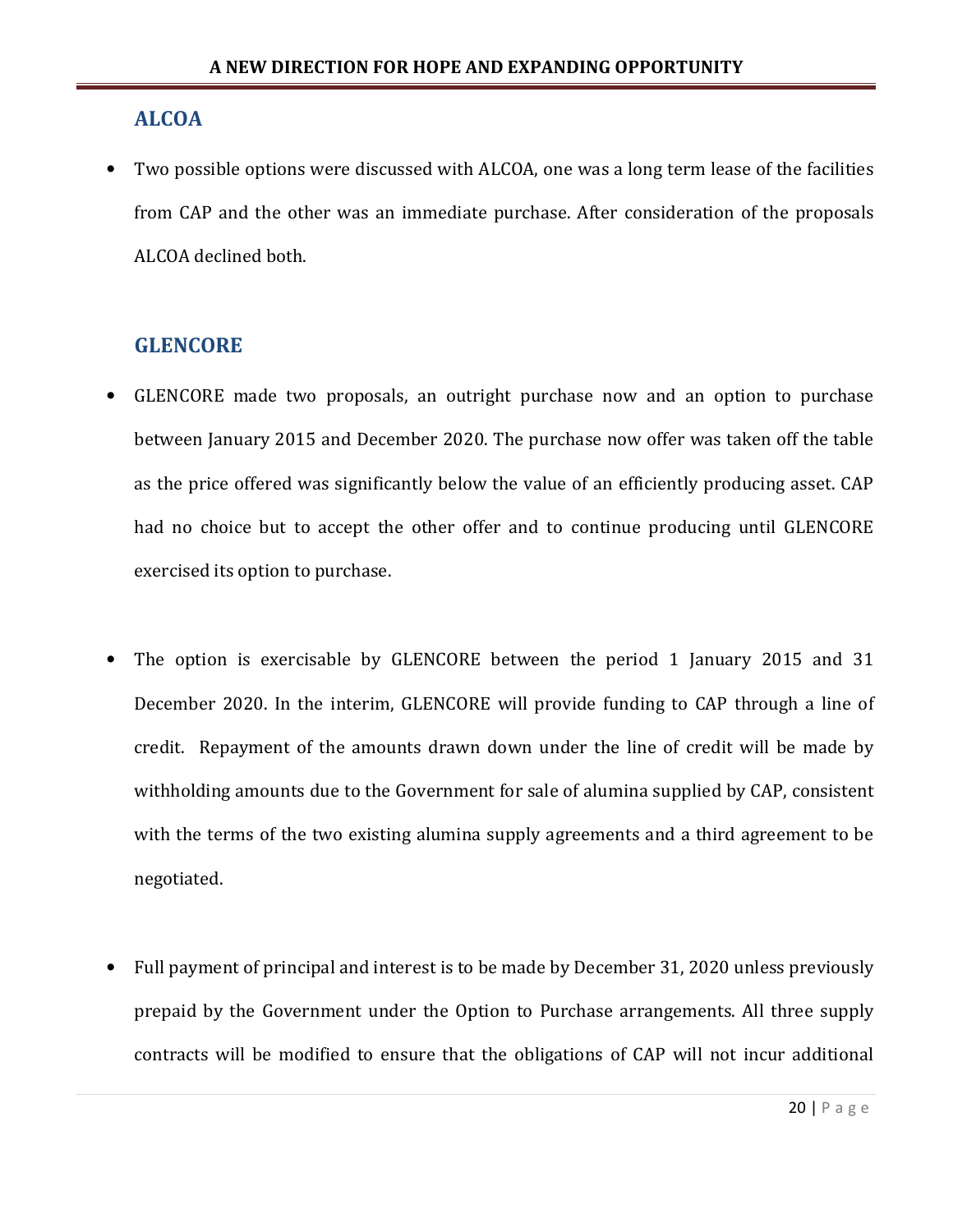## ALCOA

- Two possible options were discussed with ALCOA, one was a long term lease of the facilities from CAP and the other was an immediate purchase. After consideration of the proposals ALCOA declined both.

## GLENCORE

- GLENCORE made two proposals, an outright purchase now and an option to purchase between January 2015 and December 2020. The purchase now offer was taken off the table as the price offered was significantly below the value of an efficiently producing asset. CAP had no choice but to accept the other offer and to continue producing until GLENCORE exercised its option to purchase.

- The option is exercisable by GLENCORE between the period 1 January 2015 and 31 December 2020. In the interim, GLENCORE will provide funding to CAP through a line of credit. Repayment of the amounts drawn down under the line of credit will be made by withholding amounts due to the Government for sale of alumina supplied by CAP, consistent with the terms of the two existing alumina supply agreements and a third agreement to be negotiated.

- Full payment of principal and interest is to be made by December 31, 2020 unless previously prepaid by the Government under the Option to Purchase arrangements. All three supply contracts will be modified to ensure that the obligations of CAP will not incur additional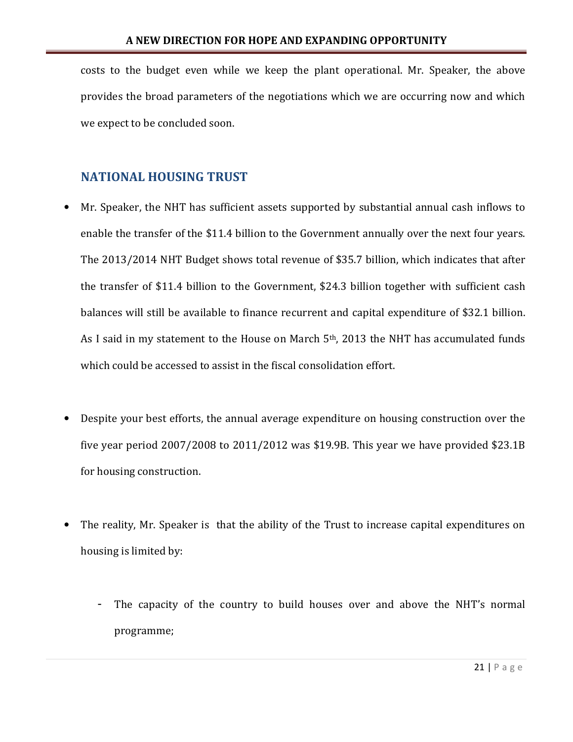costs to the budget even while we keep the plant operational. Mr. Speaker, the above provides the broad parameters of the negotiations which we are occurring now and which we expect to be concluded soon.

## NATIONAL HOUSING TRUST

- Mr. Speaker, the NHT has sufficient assets supported by substantial annual cash inflows to enable the transfer of the $11.4 billion to the Government annually over the next four years. The 2013/2014 NHT Budget shows total revenue of $35.7 billion, which indicates that after the transfer of $11.4 billion to the Government, $24.3 billion together with sufficient cash balances will still be available to finance recurrent and capital expenditure of $32.1 billion. As I said in my statement to the House on March 5th, 2013 the NHT has accumulated funds which could be accessed to assist in the fiscal consolidation effort.

- Despite your best efforts, the annual average expenditure on housing construction over the five year period 2007/2008 to 2011/2012 was $19.9B. This year we have provided $23.1B for housing construction.

- The reality, Mr. Speaker is that the ability of the Trust to increase capital expenditures on housing is limited by:

  - The capacity of the country to build houses over and above the NHT's normal programme;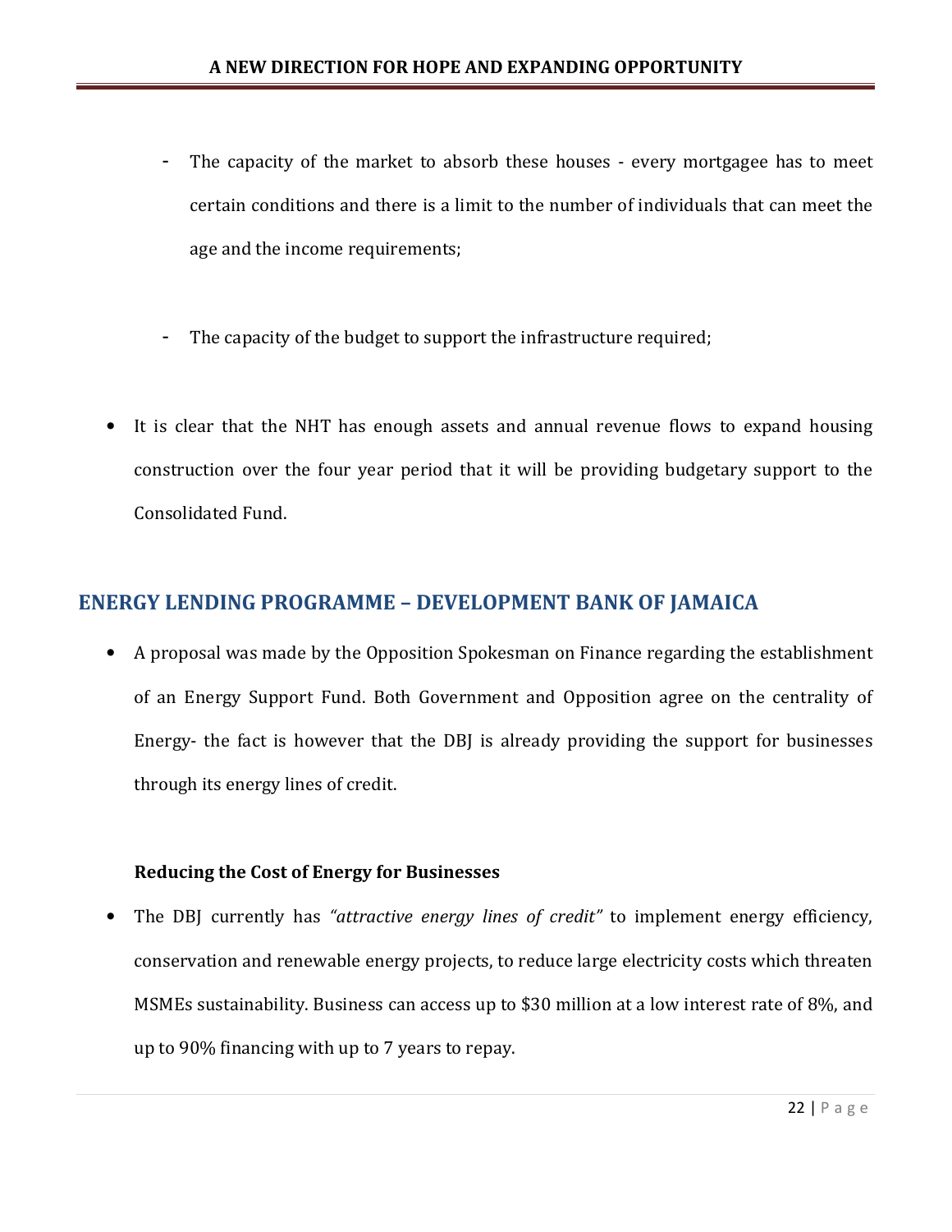- The capacity of the market to absorb these houses - every mortgagee has to meet certain conditions and there is a limit to the number of individuals that can meet the age and the income requirements;

- The capacity of the budget to support the infrastructure required;

- It is clear that the NHT has enough assets and annual revenue flows to expand housing construction over the four year period that it will be providing budgetary support to the Consolidated Fund.

## ENERGY LENDING PROGRAMME – DEVELOPMENT BANK OF JAMAICA

- A proposal was made by the Opposition Spokesman on Finance regarding the establishment of an Energy Support Fund. Both Government and Opposition agree on the centrality of Energy- the fact is however that the DBJ is already providing the support for businesses through its energy lines of credit.

**Reducing the Cost of Energy for Businesses**

- The DBJ currently has *"attractive energy lines of credit"* to implement energy efficiency, conservation and renewable energy projects, to reduce large electricity costs which threaten MSMEs sustainability. Business can access up to $30 million at a low interest rate of 8%, and up to 90% financing with up to 7 years to repay.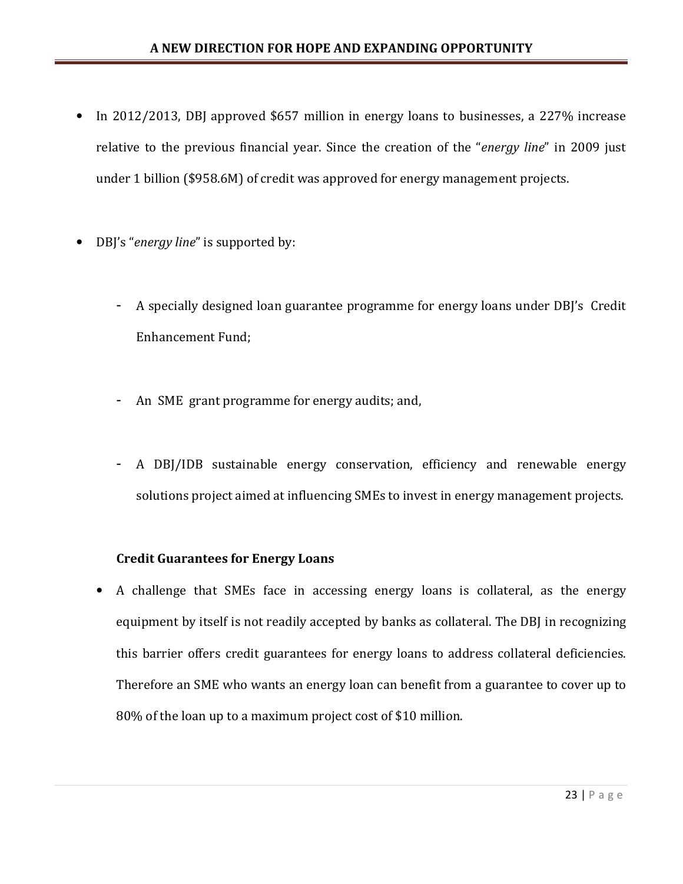- In 2012/2013, DBJ approved $657 million in energy loans to businesses, a 227% increase relative to the previous financial year. Since the creation of the "*energy line*" in 2009 just under 1 billion ($958.6M) of credit was approved for energy management projects.

- DBJ's "*energy line*" is supported by:

  - A specially designed loan guarantee programme for energy loans under DBJ's Credit Enhancement Fund;

  - An SME grant programme for energy audits; and,

  - A DBJ/IDB sustainable energy conservation, efficiency and renewable energy solutions project aimed at influencing SMEs to invest in energy management projects.

**Credit Guarantees for Energy Loans**

- A challenge that SMEs face in accessing energy loans is collateral, as the energy equipment by itself is not readily accepted by banks as collateral. The DBJ in recognizing this barrier offers credit guarantees for energy loans to address collateral deficiencies. Therefore an SME who wants an energy loan can benefit from a guarantee to cover up to 80% of the loan up to a maximum project cost of $10 million.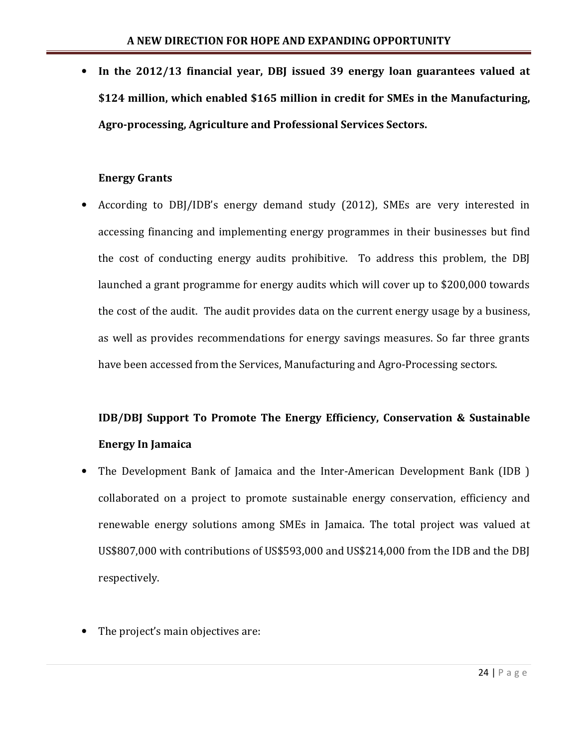- **In the 2012/13 financial year, DBJ issued 39 energy loan guarantees valued at $124 million, which enabled $165 million in credit for SMEs in the Manufacturing, Agro-processing, Agriculture and Professional Services Sectors.**

**Energy Grants**

- According to DBJ/IDB's energy demand study (2012), SMEs are very interested in accessing financing and implementing energy programmes in their businesses but find the cost of conducting energy audits prohibitive. To address this problem, the DBJ launched a grant programme for energy audits which will cover up to $200,000 towards the cost of the audit. The audit provides data on the current energy usage by a business, as well as provides recommendations for energy savings measures. So far three grants have been accessed from the Services, Manufacturing and Agro-Processing sectors.

**IDB/DBJ Support To Promote The Energy Efficiency, Conservation & Sustainable Energy In Jamaica**

- The Development Bank of Jamaica and the Inter-American Development Bank (IDB ) collaborated on a project to promote sustainable energy conservation, efficiency and renewable energy solutions among SMEs in Jamaica. The total project was valued at US$807,000 with contributions of US$593,000 and US$214,000 from the IDB and the DBJ respectively.

- The project's main objectives are: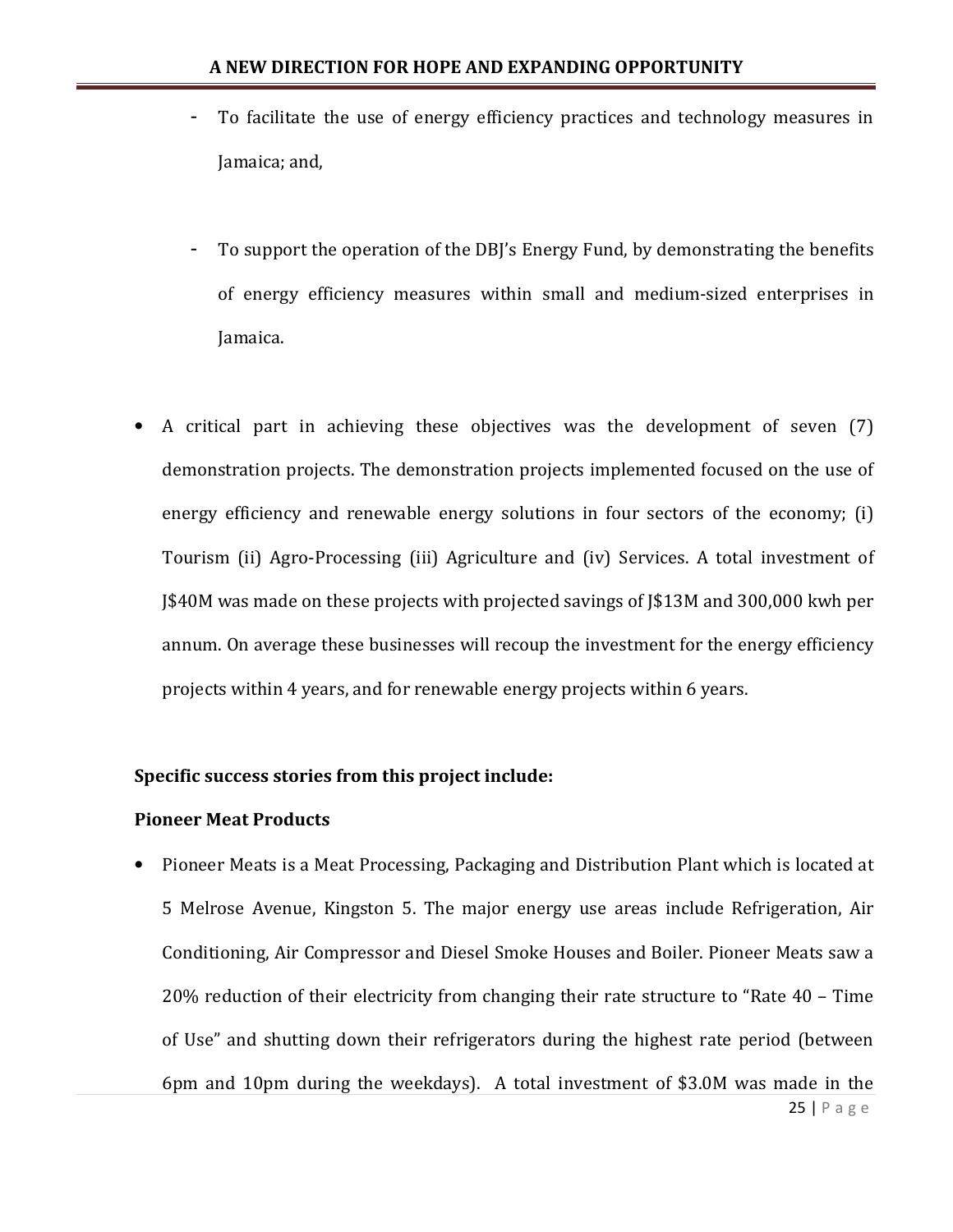- To facilitate the use of energy efficiency practices and technology measures in Jamaica; and,

- To support the operation of the DBJ's Energy Fund, by demonstrating the benefits of energy efficiency measures within small and medium-sized enterprises in Jamaica.

- A critical part in achieving these objectives was the development of seven (7) demonstration projects. The demonstration projects implemented focused on the use of energy efficiency and renewable energy solutions in four sectors of the economy; (i) Tourism (ii) Agro-Processing (iii) Agriculture and (iv) Services. A total investment of J$40M was made on these projects with projected savings of J$13M and 300,000 kwh per annum. On average these businesses will recoup the investment for the energy efficiency projects within 4 years, and for renewable energy projects within 6 years.

**Specific success stories from this project include:**

**Pioneer Meat Products**

- Pioneer Meats is a Meat Processing, Packaging and Distribution Plant which is located at 5 Melrose Avenue, Kingston 5. The major energy use areas include Refrigeration, Air Conditioning, Air Compressor and Diesel Smoke Houses and Boiler. Pioneer Meats saw a 20% reduction of their electricity from changing their rate structure to "Rate 40 – Time of Use" and shutting down their refrigerators during the highest rate period (between 6pm and 10pm during the weekdays). A total investment of $3.0M was made in the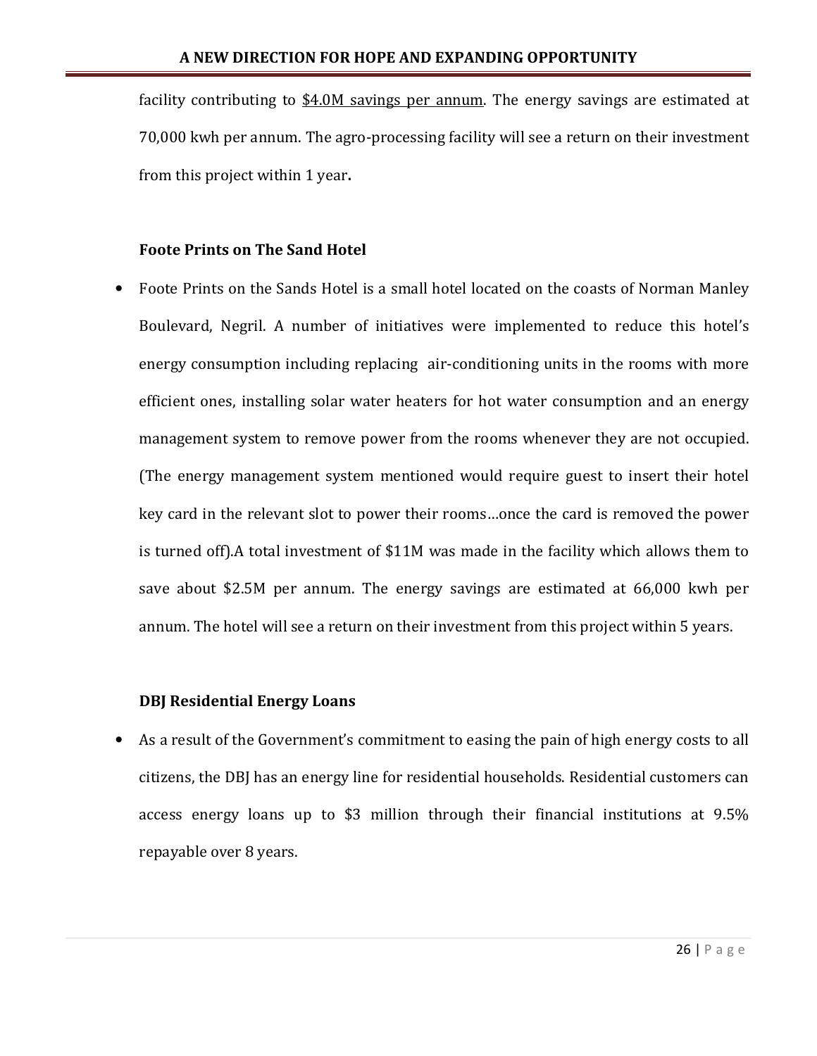facility contributing to <u>$4.0M savings per annum</u>. The energy savings are estimated at 70,000 kwh per annum. The agro-processing facility will see a return on their investment from this project within 1 year**.**

### Foote Prints on The Sand Hotel

- Foote Prints on the Sands Hotel is a small hotel located on the coasts of Norman Manley Boulevard, Negril. A number of initiatives were implemented to reduce this hotel's energy consumption including replacing air-conditioning units in the rooms with more efficient ones, installing solar water heaters for hot water consumption and an energy management system to remove power from the rooms whenever they are not occupied. (The energy management system mentioned would require guest to insert their hotel key card in the relevant slot to power their rooms…once the card is removed the power is turned off).A total investment of $11M was made in the facility which allows them to save about $2.5M per annum. The energy savings are estimated at 66,000 kwh per annum. The hotel will see a return on their investment from this project within 5 years.

### DBJ Residential Energy Loans

- As a result of the Government's commitment to easing the pain of high energy costs to all citizens, the DBJ has an energy line for residential households. Residential customers can access energy loans up to $3 million through their financial institutions at 9.5% repayable over 8 years.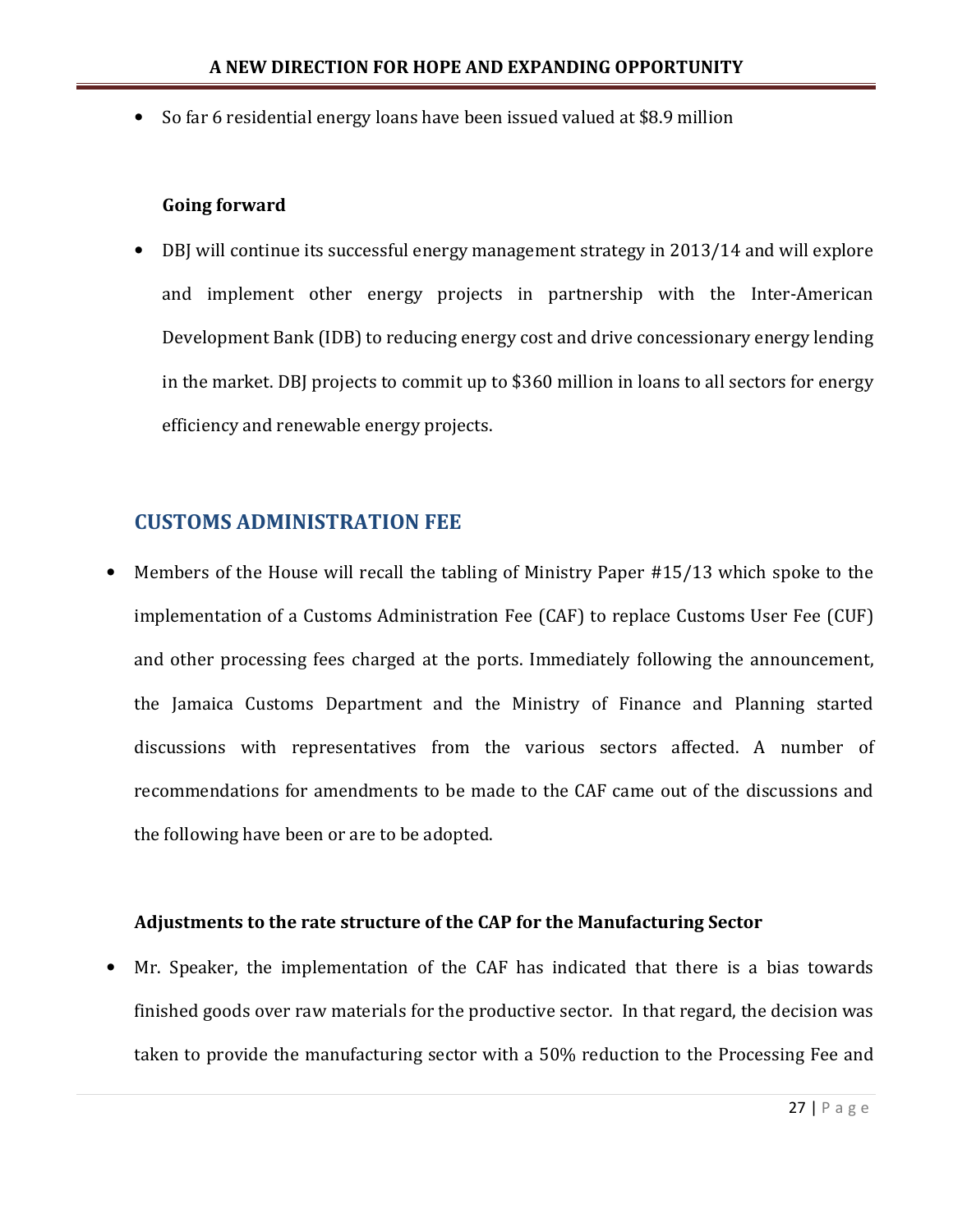- So far 6 residential energy loans have been issued valued at $8.9 million

**Going forward**

- DBJ will continue its successful energy management strategy in 2013/14 and will explore and implement other energy projects in partnership with the Inter-American Development Bank (IDB) to reducing energy cost and drive concessionary energy lending in the market. DBJ projects to commit up to $360 million in loans to all sectors for energy efficiency and renewable energy projects.

## CUSTOMS ADMINISTRATION FEE

- Members of the House will recall the tabling of Ministry Paper #15/13 which spoke to the implementation of a Customs Administration Fee (CAF) to replace Customs User Fee (CUF) and other processing fees charged at the ports. Immediately following the announcement, the Jamaica Customs Department and the Ministry of Finance and Planning started discussions with representatives from the various sectors affected. A number of recommendations for amendments to be made to the CAF came out of the discussions and the following have been or are to be adopted.

**Adjustments to the rate structure of the CAP for the Manufacturing Sector**

- Mr. Speaker, the implementation of the CAF has indicated that there is a bias towards finished goods over raw materials for the productive sector. In that regard, the decision was taken to provide the manufacturing sector with a 50% reduction to the Processing Fee and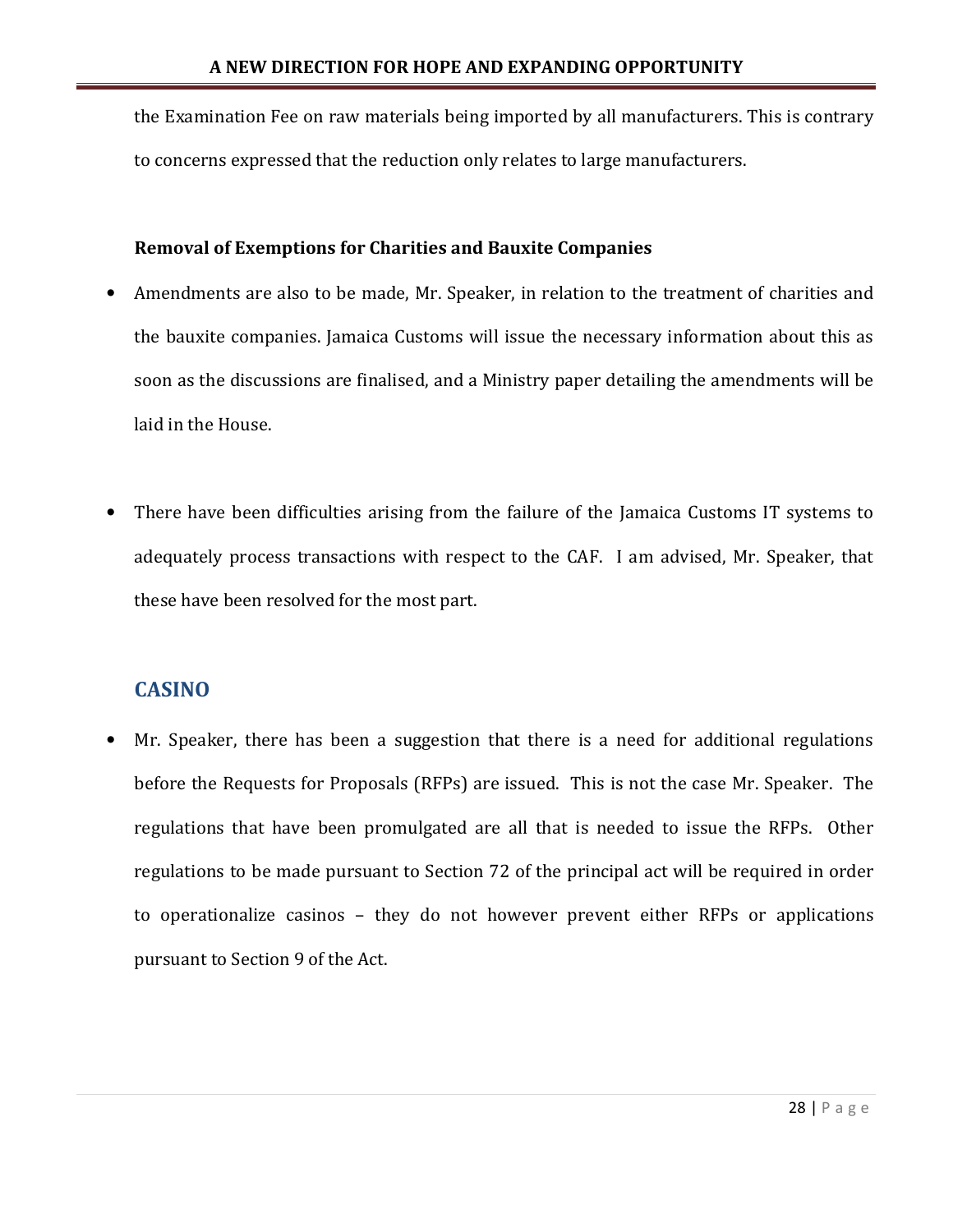the Examination Fee on raw materials being imported by all manufacturers. This is contrary to concerns expressed that the reduction only relates to large manufacturers.

**Removal of Exemptions for Charities and Bauxite Companies**

- Amendments are also to be made, Mr. Speaker, in relation to the treatment of charities and the bauxite companies. Jamaica Customs will issue the necessary information about this as soon as the discussions are finalised, and a Ministry paper detailing the amendments will be laid in the House.

- There have been difficulties arising from the failure of the Jamaica Customs IT systems to adequately process transactions with respect to the CAF. I am advised, Mr. Speaker, that these have been resolved for the most part.

## CASINO

- Mr. Speaker, there has been a suggestion that there is a need for additional regulations before the Requests for Proposals (RFPs) are issued. This is not the case Mr. Speaker. The regulations that have been promulgated are all that is needed to issue the RFPs. Other regulations to be made pursuant to Section 72 of the principal act will be required in order to operationalize casinos – they do not however prevent either RFPs or applications pursuant to Section 9 of the Act.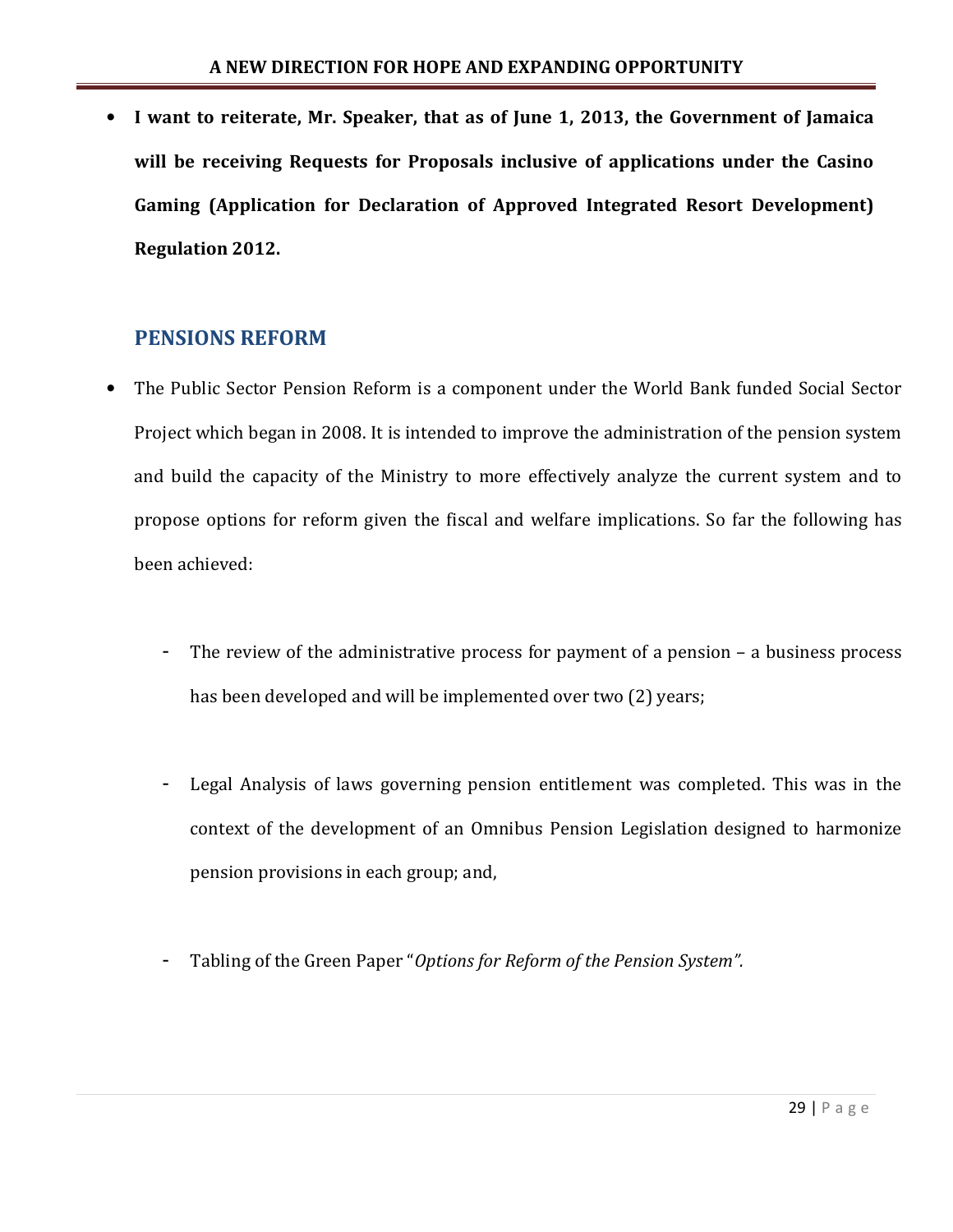- **I want to reiterate, Mr. Speaker, that as of June 1, 2013, the Government of Jamaica will be receiving Requests for Proposals inclusive of applications under the Casino Gaming (Application for Declaration of Approved Integrated Resort Development) Regulation 2012.**

## PENSIONS REFORM

- The Public Sector Pension Reform is a component under the World Bank funded Social Sector Project which began in 2008. It is intended to improve the administration of the pension system and build the capacity of the Ministry to more effectively analyze the current system and to propose options for reform given the fiscal and welfare implications. So far the following has been achieved:

  - The review of the administrative process for payment of a pension – a business process has been developed and will be implemented over two (2) years;

  - Legal Analysis of laws governing pension entitlement was completed. This was in the context of the development of an Omnibus Pension Legislation designed to harmonize pension provisions in each group; and,

  - Tabling of the Green Paper "*Options for Reform of the Pension System".*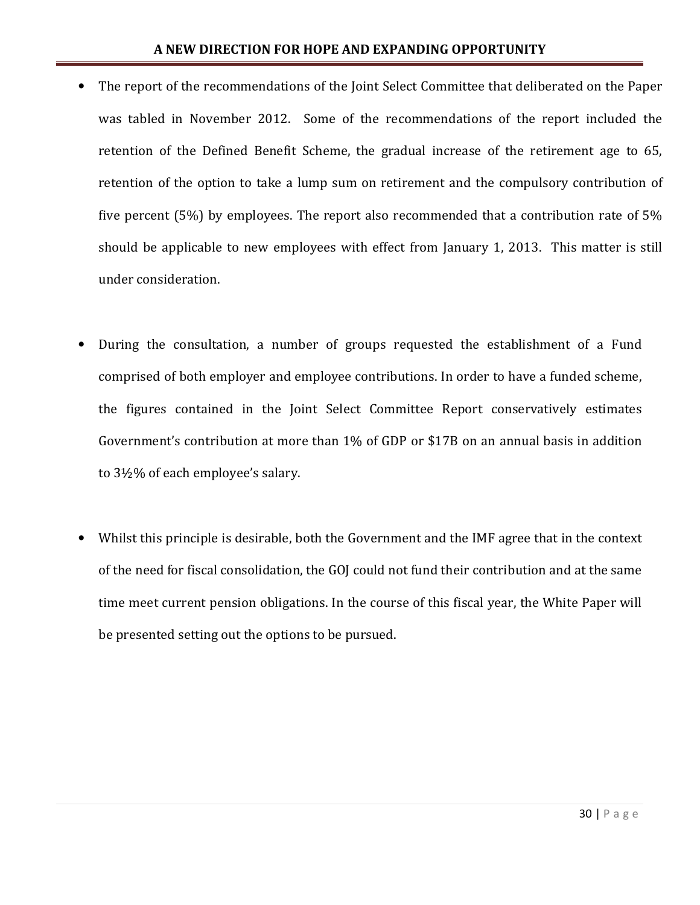- The report of the recommendations of the Joint Select Committee that deliberated on the Paper was tabled in November 2012. Some of the recommendations of the report included the retention of the Defined Benefit Scheme, the gradual increase of the retirement age to 65, retention of the option to take a lump sum on retirement and the compulsory contribution of five percent (5%) by employees. The report also recommended that a contribution rate of 5% should be applicable to new employees with effect from January 1, 2013. This matter is still under consideration.

- During the consultation, a number of groups requested the establishment of a Fund comprised of both employer and employee contributions. In order to have a funded scheme, the figures contained in the Joint Select Committee Report conservatively estimates Government's contribution at more than 1% of GDP or $17B on an annual basis in addition to 3½% of each employee's salary.

- Whilst this principle is desirable, both the Government and the IMF agree that in the context of the need for fiscal consolidation, the GOJ could not fund their contribution and at the same time meet current pension obligations. In the course of this fiscal year, the White Paper will be presented setting out the options to be pursued.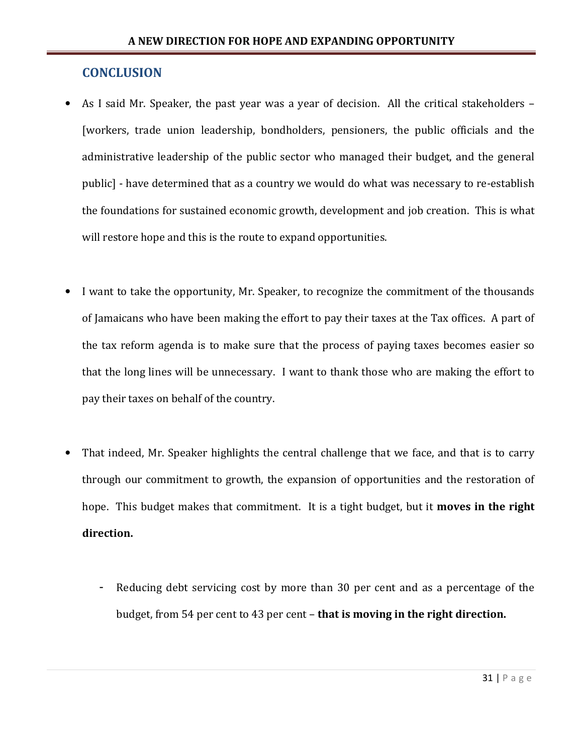## CONCLUSION

- As I said Mr. Speaker, the past year was a year of decision. All the critical stakeholders – [workers, trade union leadership, bondholders, pensioners, the public officials and the administrative leadership of the public sector who managed their budget, and the general public] - have determined that as a country we would do what was necessary to re-establish the foundations for sustained economic growth, development and job creation. This is what will restore hope and this is the route to expand opportunities.

- I want to take the opportunity, Mr. Speaker, to recognize the commitment of the thousands of Jamaicans who have been making the effort to pay their taxes at the Tax offices. A part of the tax reform agenda is to make sure that the process of paying taxes becomes easier so that the long lines will be unnecessary. I want to thank those who are making the effort to pay their taxes on behalf of the country.

- That indeed, Mr. Speaker highlights the central challenge that we face, and that is to carry through our commitment to growth, the expansion of opportunities and the restoration of hope. This budget makes that commitment. It is a tight budget, but it **moves in the right direction.**

  - Reducing debt servicing cost by more than 30 per cent and as a percentage of the budget, from 54 per cent to 43 per cent – **that is moving in the right direction.**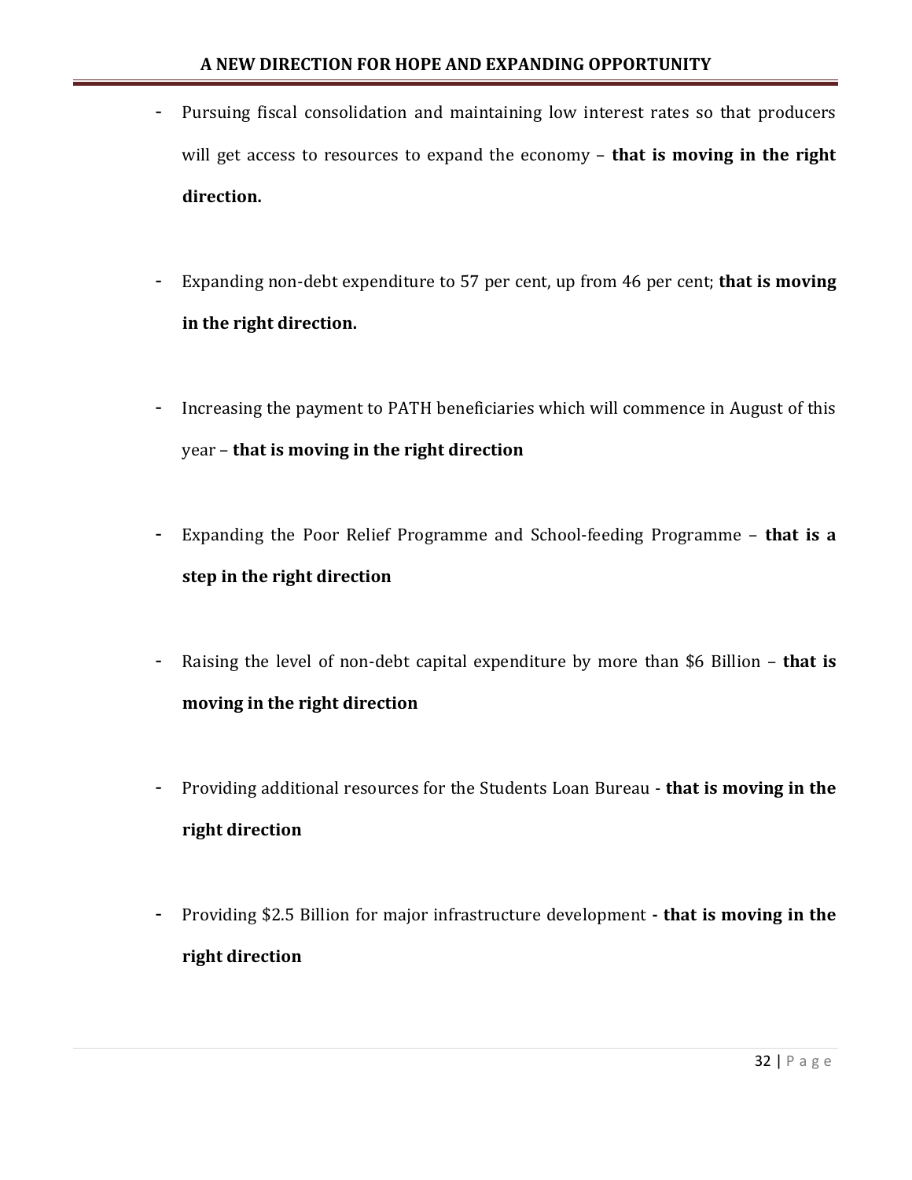- Pursuing fiscal consolidation and maintaining low interest rates so that producers will get access to resources to expand the economy – **that is moving in the right direction.**

- Expanding non-debt expenditure to 57 per cent, up from 46 per cent; **that is moving in the right direction.**

- Increasing the payment to PATH beneficiaries which will commence in August of this year – **that is moving in the right direction**

- Expanding the Poor Relief Programme and School-feeding Programme – **that is a step in the right direction**

- Raising the level of non-debt capital expenditure by more than $6 Billion – **that is moving in the right direction**

- Providing additional resources for the Students Loan Bureau - **that is moving in the right direction**

- Providing $2.5 Billion for major infrastructure development **- that is moving in the right direction**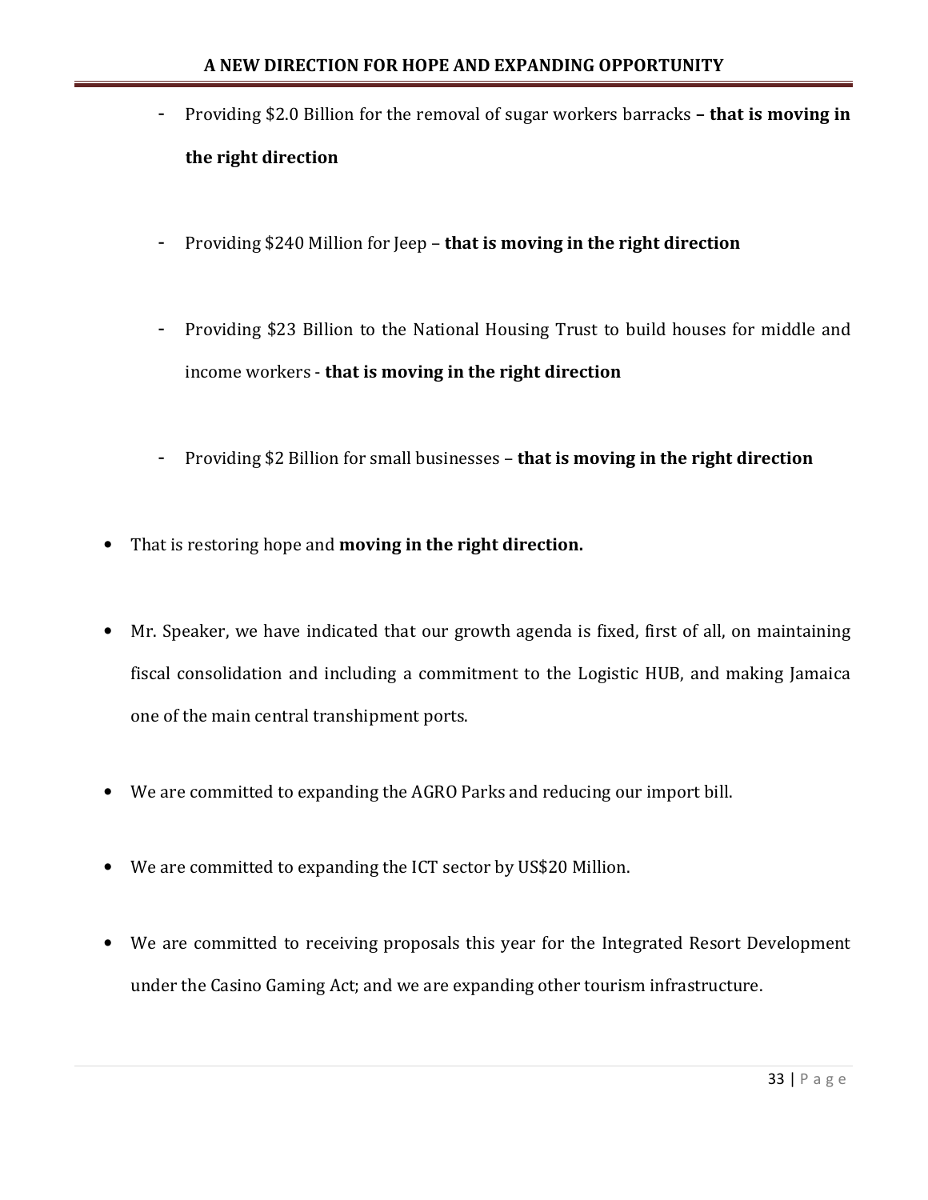- Providing $2.0 Billion for the removal of sugar workers barracks **– that is moving in the right direction**

  - Providing $240 Million for Jeep – **that is moving in the right direction**

  - Providing $23 Billion to the National Housing Trust to build houses for middle and income workers - **that is moving in the right direction**

  - Providing $2 Billion for small businesses – **that is moving in the right direction**

- That is restoring hope and **moving in the right direction.**

- Mr. Speaker, we have indicated that our growth agenda is fixed, first of all, on maintaining fiscal consolidation and including a commitment to the Logistic HUB, and making Jamaica one of the main central transhipment ports.

- We are committed to expanding the AGRO Parks and reducing our import bill.

- We are committed to expanding the ICT sector by US$20 Million.

- We are committed to receiving proposals this year for the Integrated Resort Development under the Casino Gaming Act; and we are expanding other tourism infrastructure.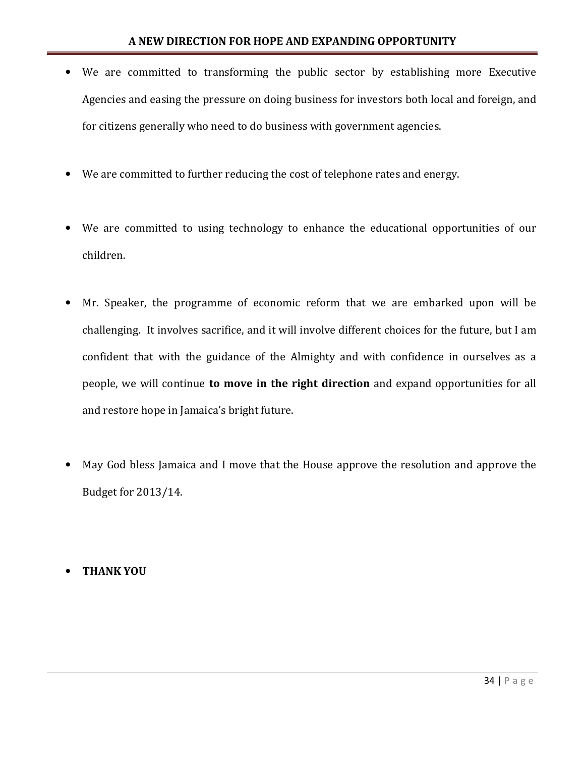- We are committed to transforming the public sector by establishing more Executive Agencies and easing the pressure on doing business for investors both local and foreign, and for citizens generally who need to do business with government agencies.

- We are committed to further reducing the cost of telephone rates and energy.

- We are committed to using technology to enhance the educational opportunities of our children.

- Mr. Speaker, the programme of economic reform that we are embarked upon will be challenging. It involves sacrifice, and it will involve different choices for the future, but I am confident that with the guidance of the Almighty and with confidence in ourselves as a people, we will continue **to move in the right direction** and expand opportunities for all and restore hope in Jamaica's bright future.

- May God bless Jamaica and I move that the House approve the resolution and approve the Budget for 2013/14.

- **THANK YOU**